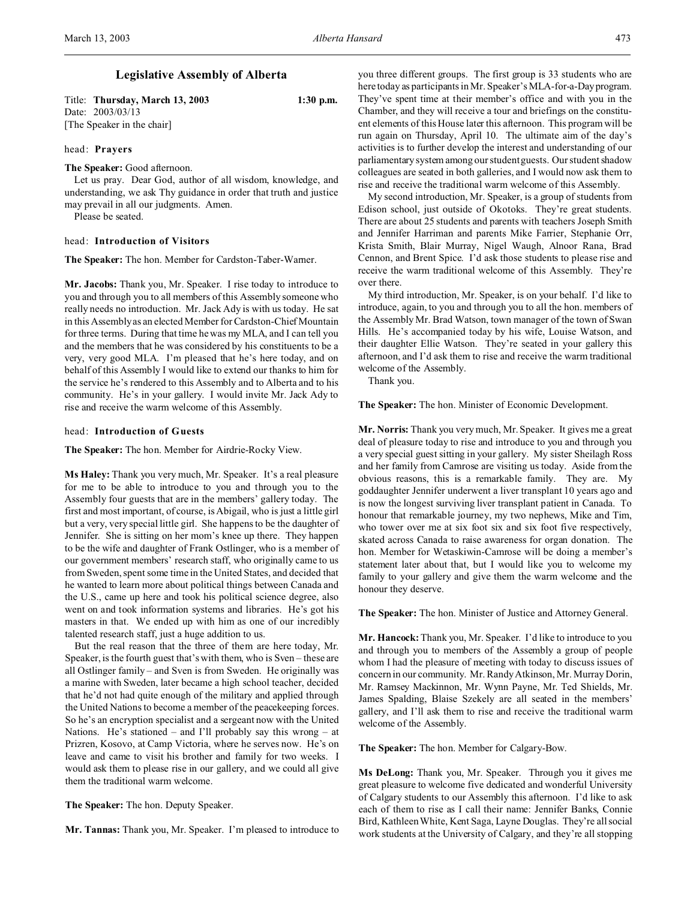# Legislative Assembly of Alberta

Title: **Thursday, March 13, 2003** **1:30 p.m.**
Date: 2003/03/13
[The Speaker in the chair]

head: **Prayers**

**The Speaker:** Good afternoon.

Let us pray. Dear God, author of all wisdom, knowledge, and understanding, we ask Thy guidance in order that truth and justice may prevail in all our judgments. Amen.

Please be seated.

head: **Introduction of Visitors**

**The Speaker:** The hon. Member for Cardston-Taber-Warner.

**Mr. Jacobs:** Thank you, Mr. Speaker. I rise today to introduce to you and through you to all members of this Assembly someone who really needs no introduction. Mr. Jack Ady is with us today. He sat in this Assembly as an elected Member for Cardston-Chief Mountain for three terms. During that time he was my MLA, and I can tell you and the members that he was considered by his constituents to be a very, very good MLA. I'm pleased that he's here today, and on behalf of this Assembly I would like to extend our thanks to him for the service he's rendered to this Assembly and to Alberta and to his community. He's in your gallery. I would invite Mr. Jack Ady to rise and receive the warm welcome of this Assembly.

head: **Introduction of Guests**

**The Speaker:** The hon. Member for Airdrie-Rocky View.

**Ms Haley:** Thank you very much, Mr. Speaker. It's a real pleasure for me to be able to introduce to you and through you to the Assembly four guests that are in the members' gallery today. The first and most important, of course, is Abigail, who is just a little girl but a very, very special little girl. She happens to be the daughter of Jennifer. She is sitting on her mom's knee up there. They happen to be the wife and daughter of Frank Ostlinger, who is a member of our government members' research staff, who originally came to us from Sweden, spent some time in the United States, and decided that he wanted to learn more about political things between Canada and the U.S., came up here and took his political science degree, also went on and took information systems and libraries. He's got his masters in that. We ended up with him as one of our incredibly talented research staff, just a huge addition to us.

But the real reason that the three of them are here today, Mr. Speaker, is the fourth guest that's with them, who is Sven – these are all Ostlinger family – and Sven is from Sweden. He originally was a marine with Sweden, later became a high school teacher, decided that he'd not had quite enough of the military and applied through the United Nations to become a member of the peacekeeping forces. So he's an encryption specialist and a sergeant now with the United Nations. He's stationed – and I'll probably say this wrong – at Prizren, Kosovo, at Camp Victoria, where he serves now. He's on leave and came to visit his brother and family for two weeks. I would ask them to please rise in our gallery, and we could all give them the traditional warm welcome.

**The Speaker:** The hon. Deputy Speaker.

**Mr. Tannas:** Thank you, Mr. Speaker. I'm pleased to introduce to you three different groups. The first group is 33 students who are here today as participants in Mr. Speaker's MLA-for-a-Day program. They've spent time at their member's office and with you in the Chamber, and they will receive a tour and briefings on the constituent elements of this House later this afternoon. This program will be run again on Thursday, April 10. The ultimate aim of the day's activities is to further develop the interest and understanding of our parliamentary system among our student guests. Our student shadow colleagues are seated in both galleries, and I would now ask them to rise and receive the traditional warm welcome of this Assembly.

My second introduction, Mr. Speaker, is a group of students from Edison school, just outside of Okotoks. They're great students. There are about 25 students and parents with teachers Joseph Smith and Jennifer Harriman and parents Mike Farrier, Stephanie Orr, Krista Smith, Blair Murray, Nigel Waugh, Alnoor Rana, Brad Cennon, and Brent Spice. I'd ask those students to please rise and receive the warm traditional welcome of this Assembly. They're over there.

My third introduction, Mr. Speaker, is on your behalf. I'd like to introduce, again, to you and through you to all the hon. members of the Assembly Mr. Brad Watson, town manager of the town of Swan Hills. He's accompanied today by his wife, Louise Watson, and their daughter Ellie Watson. They're seated in your gallery this afternoon, and I'd ask them to rise and receive the warm traditional welcome of the Assembly.

Thank you.

**The Speaker:** The hon. Minister of Economic Development.

**Mr. Norris:** Thank you very much, Mr. Speaker. It gives me a great deal of pleasure today to rise and introduce to you and through you a very special guest sitting in your gallery. My sister Sheilagh Ross and her family from Camrose are visiting us today. Aside from the obvious reasons, this is a remarkable family. They are. My goddaughter Jennifer underwent a liver transplant 10 years ago and is now the longest surviving liver transplant patient in Canada. To honour that remarkable journey, my two nephews, Mike and Tim, who tower over me at six foot six and six foot five respectively, skated across Canada to raise awareness for organ donation. The hon. Member for Wetaskiwin-Camrose will be doing a member's statement later about that, but I would like you to welcome my family to your gallery and give them the warm welcome and the honour they deserve.

**The Speaker:** The hon. Minister of Justice and Attorney General.

**Mr. Hancock:** Thank you, Mr. Speaker. I'd like to introduce to you and through you to members of the Assembly a group of people whom I had the pleasure of meeting with today to discuss issues of concern in our community. Mr. Randy Atkinson, Mr. Murray Dorin, Mr. Ramsey Mackinnon, Mr. Wynn Payne, Mr. Ted Shields, Mr. James Spalding, Blaise Szekely are all seated in the members' gallery, and I'll ask them to rise and receive the traditional warm welcome of the Assembly.

**The Speaker:** The hon. Member for Calgary-Bow.

**Ms DeLong:** Thank you, Mr. Speaker. Through you it gives me great pleasure to welcome five dedicated and wonderful University of Calgary students to our Assembly this afternoon. I'd like to ask each of them to rise as I call their name: Jennifer Banks, Connie Bird, Kathleen White, Kent Saga, Layne Douglas. They're all social work students at the University of Calgary, and they're all stopping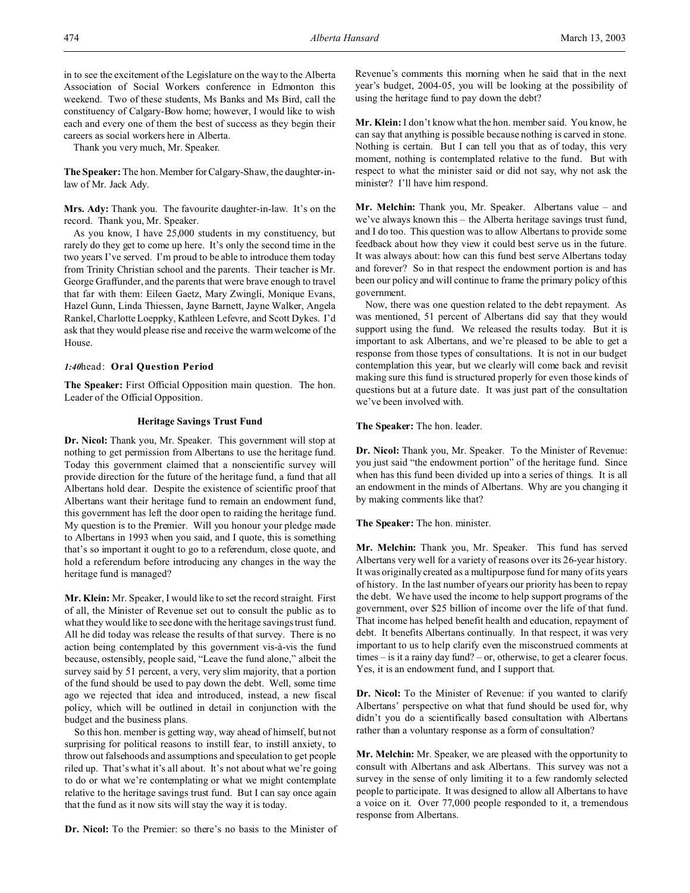in to see the excitement of the Legislature on the way to the Alberta Association of Social Workers conference in Edmonton this weekend. Two of these students, Ms Banks and Ms Bird, call the constituency of Calgary-Bow home; however, I would like to wish each and every one of them the best of success as they begin their careers as social workers here in Alberta.

Thank you very much, Mr. Speaker.

**The Speaker:** The hon. Member for Calgary-Shaw, the daughter-in-law of Mr. Jack Ady.

**Mrs. Ady:** Thank you. The favourite daughter-in-law. It's on the record. Thank you, Mr. Speaker.

As you know, I have 25,000 students in my constituency, but rarely do they get to come up here. It's only the second time in the two years I've served. I'm proud to be able to introduce them today from Trinity Christian school and the parents. Their teacher is Mr. George Graffunder, and the parents that were brave enough to travel that far with them: Eileen Gaetz, Mary Zwingli, Monique Evans, Hazel Gunn, Linda Thiessen, Jayne Barnett, Jayne Walker, Angela Rankel, Charlotte Loeppky, Kathleen Lefevre, and Scott Dykes. I'd ask that they would please rise and receive the warm welcome of the House.

*1:40*head: **Oral Question Period**

**The Speaker:** First Official Opposition main question. The hon. Leader of the Official Opposition.

### Heritage Savings Trust Fund

**Dr. Nicol:** Thank you, Mr. Speaker. This government will stop at nothing to get permission from Albertans to use the heritage fund. Today this government claimed that a nonscientific survey will provide direction for the future of the heritage fund, a fund that all Albertans hold dear. Despite the existence of scientific proof that Albertans want their heritage fund to remain an endowment fund, this government has left the door open to raiding the heritage fund. My question is to the Premier. Will you honour your pledge made to Albertans in 1993 when you said, and I quote, this is something that's so important it ought to go to a referendum, close quote, and hold a referendum before introducing any changes in the way the heritage fund is managed?

**Mr. Klein:** Mr. Speaker, I would like to set the record straight. First of all, the Minister of Revenue set out to consult the public as to what they would like to see done with the heritage savings trust fund. All he did today was release the results of that survey. There is no action being contemplated by this government vis-à-vis the fund because, ostensibly, people said, "Leave the fund alone," albeit the survey said by 51 percent, a very, very slim majority, that a portion of the fund should be used to pay down the debt. Well, some time ago we rejected that idea and introduced, instead, a new fiscal policy, which will be outlined in detail in conjunction with the budget and the business plans.

So this hon. member is getting way, way ahead of himself, but not surprising for political reasons to instill fear, to instill anxiety, to throw out falsehoods and assumptions and speculation to get people riled up. That's what it's all about. It's not about what we're going to do or what we're contemplating or what we might contemplate relative to the heritage savings trust fund. But I can say once again that the fund as it now sits will stay the way it is today.

**Dr. Nicol:** To the Premier: so there's no basis to the Minister of Revenue's comments this morning when he said that in the next year's budget, 2004-05, you will be looking at the possibility of using the heritage fund to pay down the debt?

**Mr. Klein:** I don't know what the hon. member said. You know, he can say that anything is possible because nothing is carved in stone. Nothing is certain. But I can tell you that as of today, this very moment, nothing is contemplated relative to the fund. But with respect to what the minister said or did not say, why not ask the minister? I'll have him respond.

**Mr. Melchin:** Thank you, Mr. Speaker. Albertans value – and we've always known this – the Alberta heritage savings trust fund, and I do too. This question was to allow Albertans to provide some feedback about how they view it could best serve us in the future. It was always about: how can this fund best serve Albertans today and forever? So in that respect the endowment portion is and has been our policy and will continue to frame the primary policy of this government.

Now, there was one question related to the debt repayment. As was mentioned, 51 percent of Albertans did say that they would support using the fund. We released the results today. But it is important to ask Albertans, and we're pleased to be able to get a response from those types of consultations. It is not in our budget contemplation this year, but we clearly will come back and revisit making sure this fund is structured properly for even those kinds of questions but at a future date. It was just part of the consultation we've been involved with.

**The Speaker:** The hon. leader.

**Dr. Nicol:** Thank you, Mr. Speaker. To the Minister of Revenue: you just said "the endowment portion" of the heritage fund. Since when has this fund been divided up into a series of things. It is all an endowment in the minds of Albertans. Why are you changing it by making comments like that?

**The Speaker:** The hon. minister.

**Mr. Melchin:** Thank you, Mr. Speaker. This fund has served Albertans very well for a variety of reasons over its 26-year history. It was originally created as a multipurpose fund for many of its years of history. In the last number of years our priority has been to repay the debt. We have used the income to help support programs of the government, over $25 billion of income over the life of that fund. That income has helped benefit health and education, repayment of debt. It benefits Albertans continually. In that respect, it was very important to us to help clarify even the misconstrued comments at times – is it a rainy day fund? – or, otherwise, to get a clearer focus. Yes, it is an endowment fund, and I support that.

**Dr. Nicol:** To the Minister of Revenue: if you wanted to clarify Albertans' perspective on what that fund should be used for, why didn't you do a scientifically based consultation with Albertans rather than a voluntary response as a form of consultation?

**Mr. Melchin:** Mr. Speaker, we are pleased with the opportunity to consult with Albertans and ask Albertans. This survey was not a survey in the sense of only limiting it to a few randomly selected people to participate. It was designed to allow all Albertans to have a voice on it. Over 77,000 people responded to it, a tremendous response from Albertans.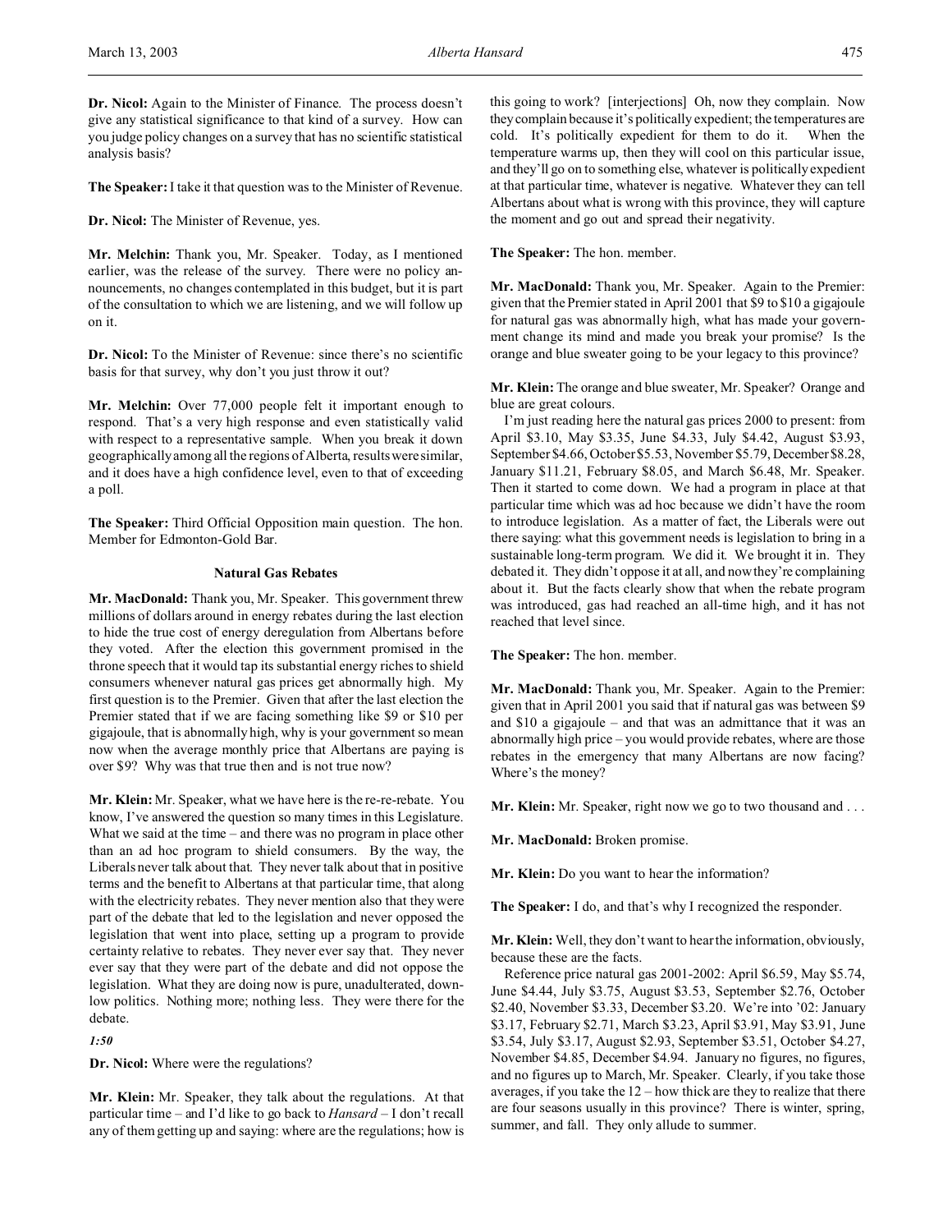**Dr. Nicol:** Again to the Minister of Finance. The process doesn't give any statistical significance to that kind of a survey. How can you judge policy changes on a survey that has no scientific statistical analysis basis?

**The Speaker:** I take it that question was to the Minister of Revenue.

**Dr. Nicol:** The Minister of Revenue, yes.

**Mr. Melchin:** Thank you, Mr. Speaker. Today, as I mentioned earlier, was the release of the survey. There were no policy announcements, no changes contemplated in this budget, but it is part of the consultation to which we are listening, and we will follow up on it.

**Dr. Nicol:** To the Minister of Revenue: since there's no scientific basis for that survey, why don't you just throw it out?

**Mr. Melchin:** Over 77,000 people felt it important enough to respond. That's a very high response and even statistically valid with respect to a representative sample. When you break it down geographically among all the regions of Alberta, results were similar, and it does have a high confidence level, even to that of exceeding a poll.

**The Speaker:** Third Official Opposition main question. The hon. Member for Edmonton-Gold Bar.

### Natural Gas Rebates

**Mr. MacDonald:** Thank you, Mr. Speaker. This government threw millions of dollars around in energy rebates during the last election to hide the true cost of energy deregulation from Albertans before they voted. After the election this government promised in the throne speech that it would tap its substantial energy riches to shield consumers whenever natural gas prices get abnormally high. My first question is to the Premier. Given that after the last election the Premier stated that if we are facing something like $9 or $10 per gigajoule, that is abnormally high, why is your government so mean now when the average monthly price that Albertans are paying is over $9? Why was that true then and is not true now?

**Mr. Klein:** Mr. Speaker, what we have here is the re-re-rebate. You know, I've answered the question so many times in this Legislature. What we said at the time – and there was no program in place other than an ad hoc program to shield consumers. By the way, the Liberals never talk about that. They never talk about that in positive terms and the benefit to Albertans at that particular time, that along with the electricity rebates. They never mention also that they were part of the debate that led to the legislation and never opposed the legislation that went into place, setting up a program to provide certainty relative to rebates. They never ever say that. They never ever say that they were part of the debate and did not oppose the legislation. What they are doing now is pure, unadulterated, down-low politics. Nothing more; nothing less. They were there for the debate.

*1:50*

**Dr. Nicol:** Where were the regulations?

**Mr. Klein:** Mr. Speaker, they talk about the regulations. At that particular time – and I'd like to go back to *Hansard* – I don't recall any of them getting up and saying: where are the regulations; how is this going to work? [interjections] Oh, now they complain. Now they complain because it's politically expedient; the temperatures are cold. It's politically expedient for them to do it. When the temperature warms up, then they will cool on this particular issue, and they'll go on to something else, whatever is politically expedient at that particular time, whatever is negative. Whatever they can tell Albertans about what is wrong with this province, they will capture the moment and go out and spread their negativity.

**The Speaker:** The hon. member.

**Mr. MacDonald:** Thank you, Mr. Speaker. Again to the Premier: given that the Premier stated in April 2001 that $9 to $10 a gigajoule for natural gas was abnormally high, what has made your government change its mind and made you break your promise? Is the orange and blue sweater going to be your legacy to this province?

**Mr. Klein:** The orange and blue sweater, Mr. Speaker? Orange and blue are great colours.

I'm just reading here the natural gas prices 2000 to present: from April $3.10, May $3.35, June $4.33, July $4.42, August $3.93, September $4.66, October $5.53, November $5.79, December $8.28, January $11.21, February $8.05, and March $6.48, Mr. Speaker. Then it started to come down. We had a program in place at that particular time which was ad hoc because we didn't have the room to introduce legislation. As a matter of fact, the Liberals were out there saying: what this government needs is legislation to bring in a sustainable long-term program. We did it. We brought it in. They debated it. They didn't oppose it at all, and now they're complaining about it. But the facts clearly show that when the rebate program was introduced, gas had reached an all-time high, and it has not reached that level since.

**The Speaker:** The hon. member.

**Mr. MacDonald:** Thank you, Mr. Speaker. Again to the Premier: given that in April 2001 you said that if natural gas was between $9 and $10 a gigajoule – and that was an admittance that it was an abnormally high price – you would provide rebates, where are those rebates in the emergency that many Albertans are now facing? Where's the money?

**Mr. Klein:** Mr. Speaker, right now we go to two thousand and . . .

**Mr. MacDonald:** Broken promise.

**Mr. Klein:** Do you want to hear the information?

**The Speaker:** I do, and that's why I recognized the responder.

**Mr. Klein:** Well, they don't want to hear the information, obviously, because these are the facts.

Reference price natural gas 2001-2002: April $6.59, May $5.74, June $4.44, July $3.75, August $3.53, September $2.76, October $2.40, November $3.33, December $3.20. We're into '02: January $3.17, February $2.71, March $3.23, April $3.91, May $3.91, June $3.54, July $3.17, August $2.93, September $3.51, October $4.27, November $4.85, December $4.94. January no figures, no figures, and no figures up to March, Mr. Speaker. Clearly, if you take those averages, if you take the 12 – how thick are they to realize that there are four seasons usually in this province? There is winter, spring, summer, and fall. They only allude to summer.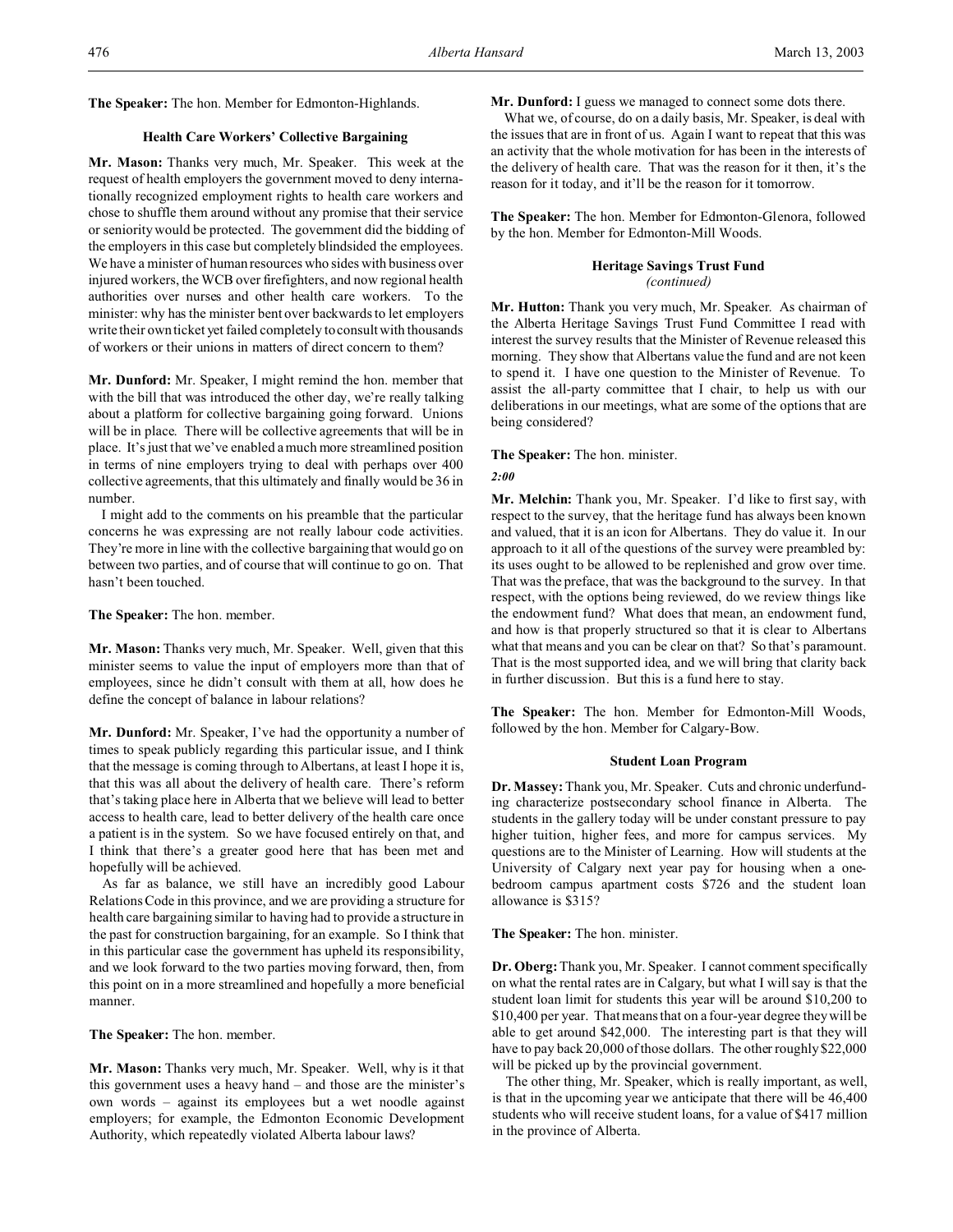**The Speaker:** The hon. Member for Edmonton-Highlands.

### Health Care Workers' Collective Bargaining

**Mr. Mason:** Thanks very much, Mr. Speaker. This week at the request of health employers the government moved to deny internationally recognized employment rights to health care workers and chose to shuffle them around without any promise that their service or seniority would be protected. The government did the bidding of the employers in this case but completely blindsided the employees. We have a minister of human resources who sides with business over injured workers, the WCB over firefighters, and now regional health authorities over nurses and other health care workers. To the minister: why has the minister bent over backwards to let employers write their own ticket yet failed completely to consult with thousands of workers or their unions in matters of direct concern to them?

**Mr. Dunford:** Mr. Speaker, I might remind the hon. member that with the bill that was introduced the other day, we're really talking about a platform for collective bargaining going forward. Unions will be in place. There will be collective agreements that will be in place. It's just that we've enabled a much more streamlined position in terms of nine employers trying to deal with perhaps over 400 collective agreements, that this ultimately and finally would be 36 in number.

I might add to the comments on his preamble that the particular concerns he was expressing are not really labour code activities. They're more in line with the collective bargaining that would go on between two parties, and of course that will continue to go on. That hasn't been touched.

**The Speaker:** The hon. member.

**Mr. Mason:** Thanks very much, Mr. Speaker. Well, given that this minister seems to value the input of employers more than that of employees, since he didn't consult with them at all, how does he define the concept of balance in labour relations?

**Mr. Dunford:** Mr. Speaker, I've had the opportunity a number of times to speak publicly regarding this particular issue, and I think that the message is coming through to Albertans, at least I hope it is, that this was all about the delivery of health care. There's reform that's taking place here in Alberta that we believe will lead to better access to health care, lead to better delivery of the health care once a patient is in the system. So we have focused entirely on that, and I think that there's a greater good here that has been met and hopefully will be achieved.

As far as balance, we still have an incredibly good Labour Relations Code in this province, and we are providing a structure for health care bargaining similar to having had to provide a structure in the past for construction bargaining, for an example. So I think that in this particular case the government has upheld its responsibility, and we look forward to the two parties moving forward, then, from this point on in a more streamlined and hopefully a more beneficial manner.

**The Speaker:** The hon. member.

**Mr. Mason:** Thanks very much, Mr. Speaker. Well, why is it that this government uses a heavy hand – and those are the minister's own words – against its employees but a wet noodle against employers; for example, the Edmonton Economic Development Authority, which repeatedly violated Alberta labour laws?

**Mr. Dunford:** I guess we managed to connect some dots there.

What we, of course, do on a daily basis, Mr. Speaker, is deal with the issues that are in front of us. Again I want to repeat that this was an activity that the whole motivation for has been in the interests of the delivery of health care. That was the reason for it then, it's the reason for it today, and it'll be the reason for it tomorrow.

**The Speaker:** The hon. Member for Edmonton-Glenora, followed by the hon. Member for Edmonton-Mill Woods.

### Heritage Savings Trust Fund
*(continued)*

**Mr. Hutton:** Thank you very much, Mr. Speaker. As chairman of the Alberta Heritage Savings Trust Fund Committee I read with interest the survey results that the Minister of Revenue released this morning. They show that Albertans value the fund and are not keen to spend it. I have one question to the Minister of Revenue. To assist the all-party committee that I chair, to help us with our deliberations in our meetings, what are some of the options that are being considered?

**The Speaker:** The hon. minister.

*2:00*

**Mr. Melchin:** Thank you, Mr. Speaker. I'd like to first say, with respect to the survey, that the heritage fund has always been known and valued, that it is an icon for Albertans. They do value it. In our approach to it all of the questions of the survey were preambled by: its uses ought to be allowed to be replenished and grow over time. That was the preface, that was the background to the survey. In that respect, with the options being reviewed, do we review things like the endowment fund? What does that mean, an endowment fund, and how is that properly structured so that it is clear to Albertans what that means and you can be clear on that? So that's paramount. That is the most supported idea, and we will bring that clarity back in further discussion. But this is a fund here to stay.

**The Speaker:** The hon. Member for Edmonton-Mill Woods, followed by the hon. Member for Calgary-Bow.

### Student Loan Program

**Dr. Massey:** Thank you, Mr. Speaker. Cuts and chronic underfunding characterize postsecondary school finance in Alberta. The students in the gallery today will be under constant pressure to pay higher tuition, higher fees, and more for campus services. My questions are to the Minister of Learning. How will students at the University of Calgary next year pay for housing when a one-bedroom campus apartment costs $726 and the student loan allowance is $315?

**The Speaker:** The hon. minister.

**Dr. Oberg:** Thank you, Mr. Speaker. I cannot comment specifically on what the rental rates are in Calgary, but what I will say is that the student loan limit for students this year will be around $10,200 to $10,400 per year. That means that on a four-year degree they will be able to get around $42,000. The interesting part is that they will have to pay back 20,000 of those dollars. The other roughly $22,000 will be picked up by the provincial government.

The other thing, Mr. Speaker, which is really important, as well, is that in the upcoming year we anticipate that there will be 46,400 students who will receive student loans, for a value of $417 million in the province of Alberta.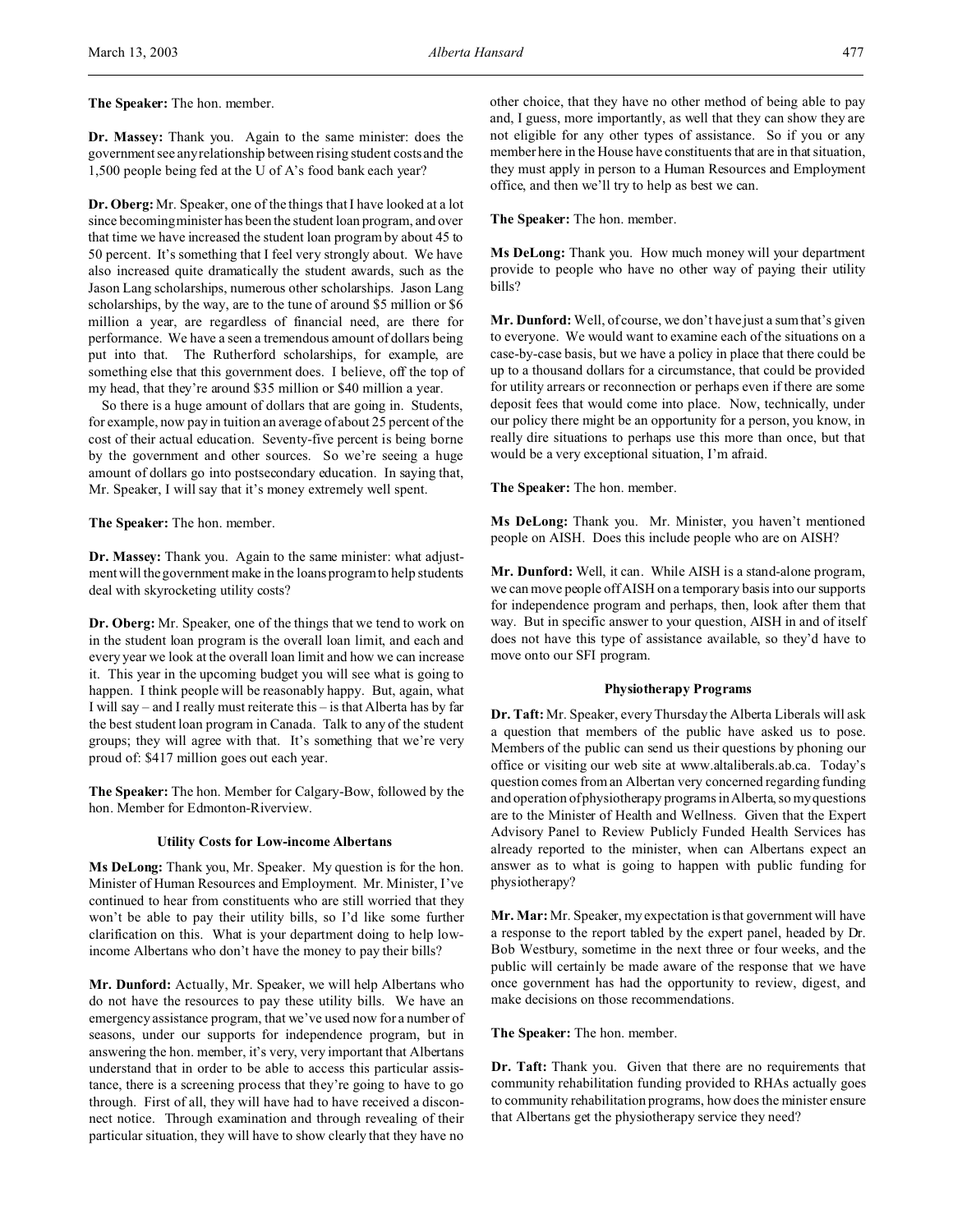**The Speaker:** The hon. member.

**Dr. Massey:** Thank you. Again to the same minister: does the government see any relationship between rising student costs and the 1,500 people being fed at the U of A's food bank each year?

**Dr. Oberg:** Mr. Speaker, one of the things that I have looked at a lot since becoming minister has been the student loan program, and over that time we have increased the student loan program by about 45 to 50 percent. It's something that I feel very strongly about. We have also increased quite dramatically the student awards, such as the Jason Lang scholarships, numerous other scholarships. Jason Lang scholarships, by the way, are to the tune of around $5 million or $6 million a year, are regardless of financial need, are there for performance. We have a seen a tremendous amount of dollars being put into that. The Rutherford scholarships, for example, are something else that this government does. I believe, off the top of my head, that they're around $35 million or $40 million a year.

So there is a huge amount of dollars that are going in. Students, for example, now pay in tuition an average of about 25 percent of the cost of their actual education. Seventy-five percent is being borne by the government and other sources. So we're seeing a huge amount of dollars go into postsecondary education. In saying that, Mr. Speaker, I will say that it's money extremely well spent.

**The Speaker:** The hon. member.

**Dr. Massey:** Thank you. Again to the same minister: what adjustment will the government make in the loans program to help students deal with skyrocketing utility costs?

**Dr. Oberg:** Mr. Speaker, one of the things that we tend to work on in the student loan program is the overall loan limit, and each and every year we look at the overall loan limit and how we can increase it. This year in the upcoming budget you will see what is going to happen. I think people will be reasonably happy. But, again, what I will say – and I really must reiterate this – is that Alberta has by far the best student loan program in Canada. Talk to any of the student groups; they will agree with that. It's something that we're very proud of: $417 million goes out each year.

**The Speaker:** The hon. Member for Calgary-Bow, followed by the hon. Member for Edmonton-Riverview.

### Utility Costs for Low-income Albertans

**Ms DeLong:** Thank you, Mr. Speaker. My question is for the hon. Minister of Human Resources and Employment. Mr. Minister, I've continued to hear from constituents who are still worried that they won't be able to pay their utility bills, so I'd like some further clarification on this. What is your department doing to help low-income Albertans who don't have the money to pay their bills?

**Mr. Dunford:** Actually, Mr. Speaker, we will help Albertans who do not have the resources to pay these utility bills. We have an emergency assistance program, that we've used now for a number of seasons, under our supports for independence program, but in answering the hon. member, it's very, very important that Albertans understand that in order to be able to access this particular assistance, there is a screening process that they're going to have to go through. First of all, they will have had to have received a disconnect notice. Through examination and through revealing of their particular situation, they will have to show clearly that they have no other choice, that they have no other method of being able to pay and, I guess, more importantly, as well that they can show they are not eligible for any other types of assistance. So if you or any member here in the House have constituents that are in that situation, they must apply in person to a Human Resources and Employment office, and then we'll try to help as best we can.

**The Speaker:** The hon. member.

**Ms DeLong:** Thank you. How much money will your department provide to people who have no other way of paying their utility bills?

**Mr. Dunford:** Well, of course, we don't have just a sum that's given to everyone. We would want to examine each of the situations on a case-by-case basis, but we have a policy in place that there could be up to a thousand dollars for a circumstance, that could be provided for utility arrears or reconnection or perhaps even if there are some deposit fees that would come into place. Now, technically, under our policy there might be an opportunity for a person, you know, in really dire situations to perhaps use this more than once, but that would be a very exceptional situation, I'm afraid.

**The Speaker:** The hon. member.

**Ms DeLong:** Thank you. Mr. Minister, you haven't mentioned people on AISH. Does this include people who are on AISH?

**Mr. Dunford:** Well, it can. While AISH is a stand-alone program, we can move people off AISH on a temporary basis into our supports for independence program and perhaps, then, look after them that way. But in specific answer to your question, AISH in and of itself does not have this type of assistance available, so they'd have to move onto our SFI program.

### Physiotherapy Programs

**Dr. Taft:** Mr. Speaker, every Thursday the Alberta Liberals will ask a question that members of the public have asked us to pose. Members of the public can send us their questions by phoning our office or visiting our web site at www.altaliberals.ab.ca. Today's question comes from an Albertan very concerned regarding funding and operation of physiotherapy programs in Alberta, so my questions are to the Minister of Health and Wellness. Given that the Expert Advisory Panel to Review Publicly Funded Health Services has already reported to the minister, when can Albertans expect an answer as to what is going to happen with public funding for physiotherapy?

**Mr. Mar:** Mr. Speaker, my expectation is that government will have a response to the report tabled by the expert panel, headed by Dr. Bob Westbury, sometime in the next three or four weeks, and the public will certainly be made aware of the response that we have once government has had the opportunity to review, digest, and make decisions on those recommendations.

**The Speaker:** The hon. member.

**Dr. Taft:** Thank you. Given that there are no requirements that community rehabilitation funding provided to RHAs actually goes to community rehabilitation programs, how does the minister ensure that Albertans get the physiotherapy service they need?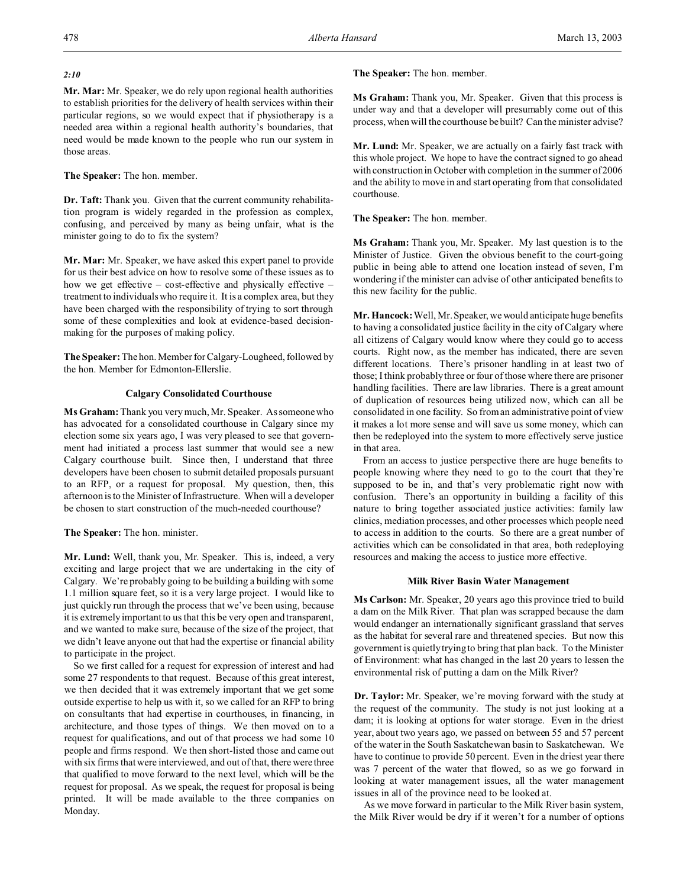*2:10*

**Mr. Mar:** Mr. Speaker, we do rely upon regional health authorities to establish priorities for the delivery of health services within their particular regions, so we would expect that if physiotherapy is a needed area within a regional health authority's boundaries, that need would be made known to the people who run our system in those areas.

**The Speaker:** The hon. member.

**Dr. Taft:** Thank you. Given that the current community rehabilitation program is widely regarded in the profession as complex, confusing, and perceived by many as being unfair, what is the minister going to do to fix the system?

**Mr. Mar:** Mr. Speaker, we have asked this expert panel to provide for us their best advice on how to resolve some of these issues as to how we get effective – cost-effective and physically effective – treatment to individuals who require it. It is a complex area, but they have been charged with the responsibility of trying to sort through some of these complexities and look at evidence-based decision-making for the purposes of making policy.

**The Speaker:** The hon. Member for Calgary-Lougheed, followed by the hon. Member for Edmonton-Ellerslie.

### Calgary Consolidated Courthouse

**Ms Graham:** Thank you very much, Mr. Speaker. As someone who has advocated for a consolidated courthouse in Calgary since my election some six years ago, I was very pleased to see that government had initiated a process last summer that would see a new Calgary courthouse built. Since then, I understand that three developers have been chosen to submit detailed proposals pursuant to an RFP, or a request for proposal. My question, then, this afternoon is to the Minister of Infrastructure. When will a developer be chosen to start construction of the much-needed courthouse?

**The Speaker:** The hon. minister.

**Mr. Lund:** Well, thank you, Mr. Speaker. This is, indeed, a very exciting and large project that we are undertaking in the city of Calgary. We're probably going to be building a building with some 1.1 million square feet, so it is a very large project. I would like to just quickly run through the process that we've been using, because it is extremely important to us that this be very open and transparent, and we wanted to make sure, because of the size of the project, that we didn't leave anyone out that had the expertise or financial ability to participate in the project.

So we first called for a request for expression of interest and had some 27 respondents to that request. Because of this great interest, we then decided that it was extremely important that we get some outside expertise to help us with it, so we called for an RFP to bring on consultants that had expertise in courthouses, in financing, in architecture, and those types of things. We then moved on to a request for qualifications, and out of that process we had some 10 people and firms respond. We then short-listed those and came out with six firms that were interviewed, and out of that, there were three that qualified to move forward to the next level, which will be the request for proposal. As we speak, the request for proposal is being printed. It will be made available to the three companies on Monday.

**The Speaker:** The hon. member.

**Ms Graham:** Thank you, Mr. Speaker. Given that this process is under way and that a developer will presumably come out of this process, when will the courthouse be built? Can the minister advise?

**Mr. Lund:** Mr. Speaker, we are actually on a fairly fast track with this whole project. We hope to have the contract signed to go ahead with construction in October with completion in the summer of 2006 and the ability to move in and start operating from that consolidated courthouse.

**The Speaker:** The hon. member.

**Ms Graham:** Thank you, Mr. Speaker. My last question is to the Minister of Justice. Given the obvious benefit to the court-going public in being able to attend one location instead of seven, I'm wondering if the minister can advise of other anticipated benefits to this new facility for the public.

**Mr. Hancock:** Well, Mr. Speaker, we would anticipate huge benefits to having a consolidated justice facility in the city of Calgary where all citizens of Calgary would know where they could go to access courts. Right now, as the member has indicated, there are seven different locations. There's prisoner handling in at least two of those; I think probably three or four of those where there are prisoner handling facilities. There are law libraries. There is a great amount of duplication of resources being utilized now, which can all be consolidated in one facility. So from an administrative point of view it makes a lot more sense and will save us some money, which can then be redeployed into the system to more effectively serve justice in that area.

From an access to justice perspective there are huge benefits to people knowing where they need to go to the court that they're supposed to be in, and that's very problematic right now with confusion. There's an opportunity in building a facility of this nature to bring together associated justice activities: family law clinics, mediation processes, and other processes which people need to access in addition to the courts. So there are a great number of activities which can be consolidated in that area, both redeploying resources and making the access to justice more effective.

### Milk River Basin Water Management

**Ms Carlson:** Mr. Speaker, 20 years ago this province tried to build a dam on the Milk River. That plan was scrapped because the dam would endanger an internationally significant grassland that serves as the habitat for several rare and threatened species. But now this government is quietly trying to bring that plan back. To the Minister of Environment: what has changed in the last 20 years to lessen the environmental risk of putting a dam on the Milk River?

**Dr. Taylor:** Mr. Speaker, we're moving forward with the study at the request of the community. The study is not just looking at a dam; it is looking at options for water storage. Even in the driest year, about two years ago, we passed on between 55 and 57 percent of the water in the South Saskatchewan basin to Saskatchewan. We have to continue to provide 50 percent. Even in the driest year there was 7 percent of the water that flowed, so as we go forward in looking at water management issues, all the water management issues in all of the province need to be looked at.

As we move forward in particular to the Milk River basin system, the Milk River would be dry if it weren't for a number of options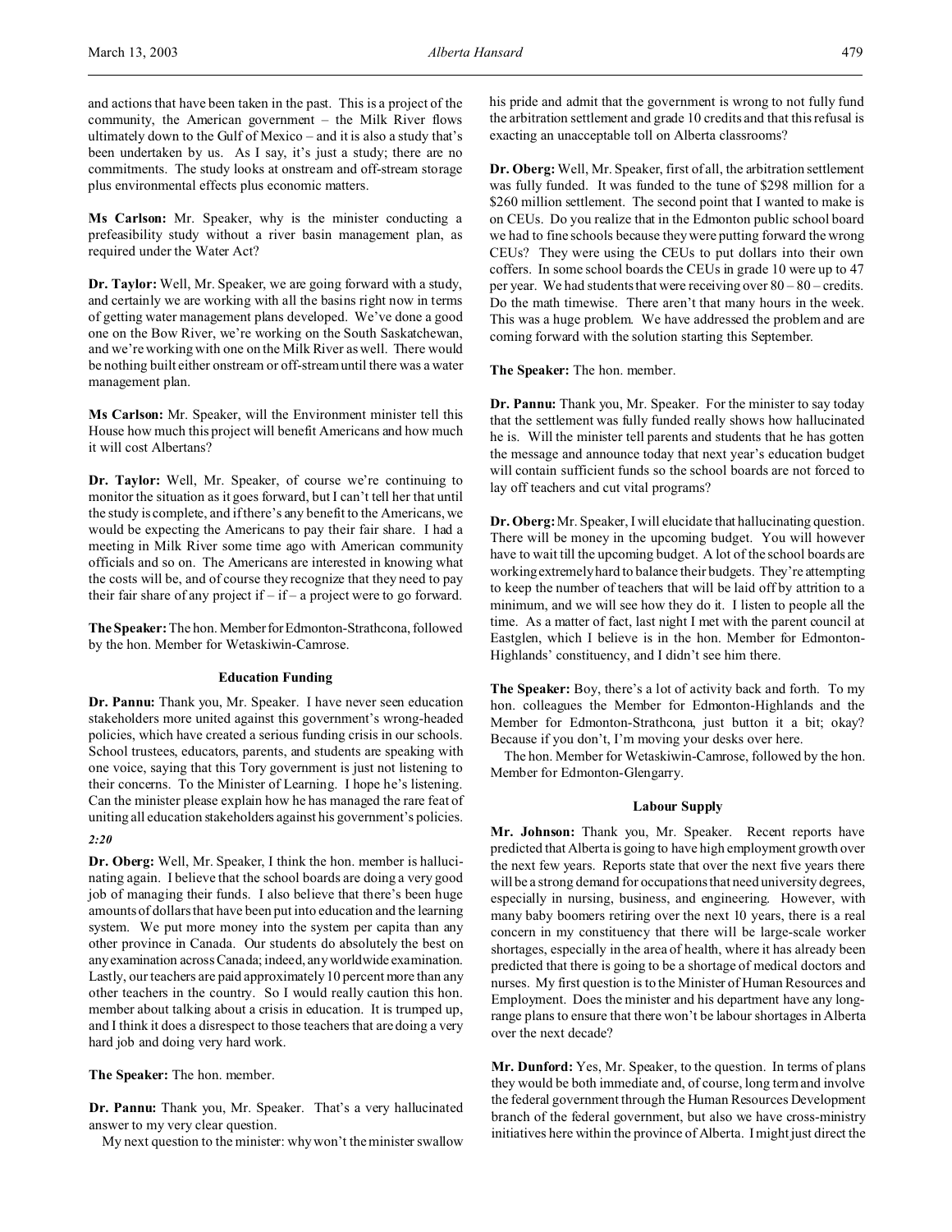and actions that have been taken in the past. This is a project of the community, the American government – the Milk River flows ultimately down to the Gulf of Mexico – and it is also a study that's been undertaken by us. As I say, it's just a study; there are no commitments. The study looks at onstream and off-stream storage plus environmental effects plus economic matters.

**Ms Carlson:** Mr. Speaker, why is the minister conducting a prefeasibility study without a river basin management plan, as required under the Water Act?

**Dr. Taylor:** Well, Mr. Speaker, we are going forward with a study, and certainly we are working with all the basins right now in terms of getting water management plans developed. We've done a good one on the Bow River, we're working on the South Saskatchewan, and we're working with one on the Milk River as well. There would be nothing built either onstream or off-stream until there was a water management plan.

**Ms Carlson:** Mr. Speaker, will the Environment minister tell this House how much this project will benefit Americans and how much it will cost Albertans?

**Dr. Taylor:** Well, Mr. Speaker, of course we're continuing to monitor the situation as it goes forward, but I can't tell her that until the study is complete, and if there's any benefit to the Americans, we would be expecting the Americans to pay their fair share. I had a meeting in Milk River some time ago with American community officials and so on. The Americans are interested in knowing what the costs will be, and of course they recognize that they need to pay their fair share of any project if – if – a project were to go forward.

**The Speaker:** The hon. Member for Edmonton-Strathcona, followed by the hon. Member for Wetaskiwin-Camrose.

### Education Funding

**Dr. Pannu:** Thank you, Mr. Speaker. I have never seen education stakeholders more united against this government's wrong-headed policies, which have created a serious funding crisis in our schools. School trustees, educators, parents, and students are speaking with one voice, saying that this Tory government is just not listening to their concerns. To the Minister of Learning. I hope he's listening. Can the minister please explain how he has managed the rare feat of uniting all education stakeholders against his government's policies.

*2:20*

**Dr. Oberg:** Well, Mr. Speaker, I think the hon. member is hallucinating again. I believe that the school boards are doing a very good job of managing their funds. I also believe that there's been huge amounts of dollars that have been put into education and the learning system. We put more money into the system per capita than any other province in Canada. Our students do absolutely the best on any examination across Canada; indeed, any worldwide examination. Lastly, our teachers are paid approximately 10 percent more than any other teachers in the country. So I would really caution this hon. member about talking about a crisis in education. It is trumped up, and I think it does a disrespect to those teachers that are doing a very hard job and doing very hard work.

**The Speaker:** The hon. member.

**Dr. Pannu:** Thank you, Mr. Speaker. That's a very hallucinated answer to my very clear question.

My next question to the minister: why won't the minister swallow his pride and admit that the government is wrong to not fully fund the arbitration settlement and grade 10 credits and that this refusal is exacting an unacceptable toll on Alberta classrooms?

**Dr. Oberg:** Well, Mr. Speaker, first of all, the arbitration settlement was fully funded. It was funded to the tune of $298 million for a $260 million settlement. The second point that I wanted to make is on CEUs. Do you realize that in the Edmonton public school board we had to fine schools because they were putting forward the wrong CEUs? They were using the CEUs to put dollars into their own coffers. In some school boards the CEUs in grade 10 were up to 47 per year. We had students that were receiving over 80 – 80 – credits. Do the math timewise. There aren't that many hours in the week. This was a huge problem. We have addressed the problem and are coming forward with the solution starting this September.

**The Speaker:** The hon. member.

**Dr. Pannu:** Thank you, Mr. Speaker. For the minister to say today that the settlement was fully funded really shows how hallucinated he is. Will the minister tell parents and students that he has gotten the message and announce today that next year's education budget will contain sufficient funds so the school boards are not forced to lay off teachers and cut vital programs?

**Dr. Oberg:** Mr. Speaker, I will elucidate that hallucinating question. There will be money in the upcoming budget. You will however have to wait till the upcoming budget. A lot of the school boards are working extremely hard to balance their budgets. They're attempting to keep the number of teachers that will be laid off by attrition to a minimum, and we will see how they do it. I listen to people all the time. As a matter of fact, last night I met with the parent council at Eastglen, which I believe is in the hon. Member for Edmonton-Highlands' constituency, and I didn't see him there.

**The Speaker:** Boy, there's a lot of activity back and forth. To my hon. colleagues the Member for Edmonton-Highlands and the Member for Edmonton-Strathcona, just button it a bit; okay? Because if you don't, I'm moving your desks over here.

The hon. Member for Wetaskiwin-Camrose, followed by the hon. Member for Edmonton-Glengarry.

### Labour Supply

**Mr. Johnson:** Thank you, Mr. Speaker. Recent reports have predicted that Alberta is going to have high employment growth over the next few years. Reports state that over the next five years there will be a strong demand for occupations that need university degrees, especially in nursing, business, and engineering. However, with many baby boomers retiring over the next 10 years, there is a real concern in my constituency that there will be large-scale worker shortages, especially in the area of health, where it has already been predicted that there is going to be a shortage of medical doctors and nurses. My first question is to the Minister of Human Resources and Employment. Does the minister and his department have any long-range plans to ensure that there won't be labour shortages in Alberta over the next decade?

**Mr. Dunford:** Yes, Mr. Speaker, to the question. In terms of plans they would be both immediate and, of course, long term and involve the federal government through the Human Resources Development branch of the federal government, but also we have cross-ministry initiatives here within the province of Alberta. I might just direct the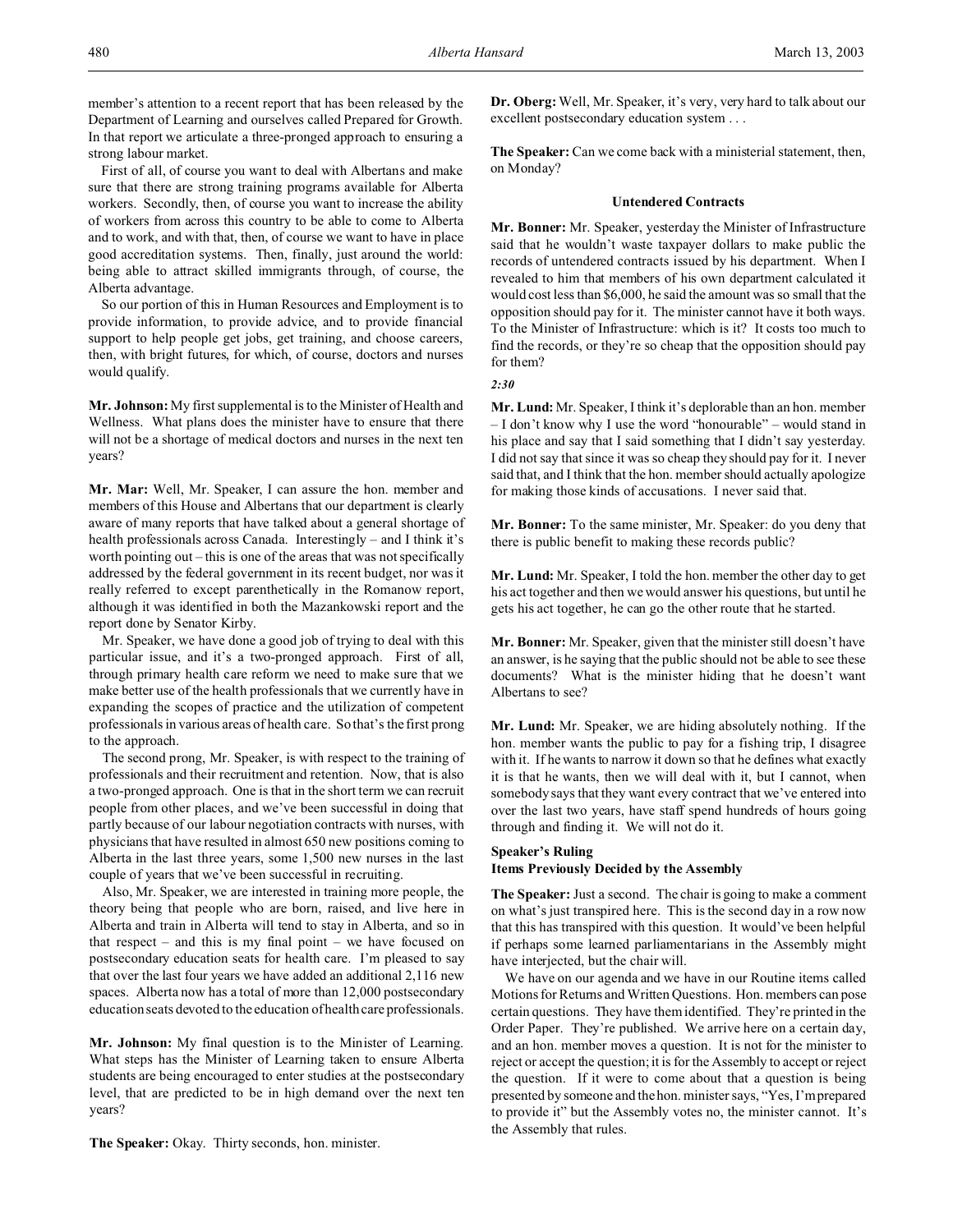member's attention to a recent report that has been released by the Department of Learning and ourselves called Prepared for Growth. In that report we articulate a three-pronged approach to ensuring a strong labour market.

First of all, of course you want to deal with Albertans and make sure that there are strong training programs available for Alberta workers. Secondly, then, of course you want to increase the ability of workers from across this country to be able to come to Alberta and to work, and with that, then, of course we want to have in place good accreditation systems. Then, finally, just around the world: being able to attract skilled immigrants through, of course, the Alberta advantage.

So our portion of this in Human Resources and Employment is to provide information, to provide advice, and to provide financial support to help people get jobs, get training, and choose careers, then, with bright futures, for which, of course, doctors and nurses would qualify.

**Mr. Johnson:** My first supplemental is to the Minister of Health and Wellness. What plans does the minister have to ensure that there will not be a shortage of medical doctors and nurses in the next ten years?

**Mr. Mar:** Well, Mr. Speaker, I can assure the hon. member and members of this House and Albertans that our department is clearly aware of many reports that have talked about a general shortage of health professionals across Canada. Interestingly – and I think it's worth pointing out – this is one of the areas that was not specifically addressed by the federal government in its recent budget, nor was it really referred to except parenthetically in the Romanow report, although it was identified in both the Mazankowski report and the report done by Senator Kirby.

Mr. Speaker, we have done a good job of trying to deal with this particular issue, and it's a two-pronged approach. First of all, through primary health care reform we need to make sure that we make better use of the health professionals that we currently have in expanding the scopes of practice and the utilization of competent professionals in various areas of health care. So that's the first prong to the approach.

The second prong, Mr. Speaker, is with respect to the training of professionals and their recruitment and retention. Now, that is also a two-pronged approach. One is that in the short term we can recruit people from other places, and we've been successful in doing that partly because of our labour negotiation contracts with nurses, with physicians that have resulted in almost 650 new positions coming to Alberta in the last three years, some 1,500 new nurses in the last couple of years that we've been successful in recruiting.

Also, Mr. Speaker, we are interested in training more people, the theory being that people who are born, raised, and live here in Alberta and train in Alberta will tend to stay in Alberta, and so in that respect – and this is my final point – we have focused on postsecondary education seats for health care. I'm pleased to say that over the last four years we have added an additional 2,116 new spaces. Alberta now has a total of more than 12,000 postsecondary education seats devoted to the education of health care professionals.

**Mr. Johnson:** My final question is to the Minister of Learning. What steps has the Minister of Learning taken to ensure Alberta students are being encouraged to enter studies at the postsecondary level, that are predicted to be in high demand over the next ten years?

**The Speaker:** Okay. Thirty seconds, hon. minister.

**Dr. Oberg:** Well, Mr. Speaker, it's very, very hard to talk about our excellent postsecondary education system . . .

**The Speaker:** Can we come back with a ministerial statement, then, on Monday?

### Untendered Contracts

**Mr. Bonner:** Mr. Speaker, yesterday the Minister of Infrastructure said that he wouldn't waste taxpayer dollars to make public the records of untendered contracts issued by his department. When I revealed to him that members of his own department calculated it would cost less than $6,000, he said the amount was so small that the opposition should pay for it. The minister cannot have it both ways. To the Minister of Infrastructure: which is it? It costs too much to find the records, or they're so cheap that the opposition should pay for them?

*2:30*

**Mr. Lund:** Mr. Speaker, I think it's deplorable than an hon. member – I don't know why I use the word "honourable" – would stand in his place and say that I said something that I didn't say yesterday. I did not say that since it was so cheap they should pay for it. I never said that, and I think that the hon. member should actually apologize for making those kinds of accusations. I never said that.

**Mr. Bonner:** To the same minister, Mr. Speaker: do you deny that there is public benefit to making these records public?

**Mr. Lund:** Mr. Speaker, I told the hon. member the other day to get his act together and then we would answer his questions, but until he gets his act together, he can go the other route that he started.

**Mr. Bonner:** Mr. Speaker, given that the minister still doesn't have an answer, is he saying that the public should not be able to see these documents? What is the minister hiding that he doesn't want Albertans to see?

**Mr. Lund:** Mr. Speaker, we are hiding absolutely nothing. If the hon. member wants the public to pay for a fishing trip, I disagree with it. If he wants to narrow it down so that he defines what exactly it is that he wants, then we will deal with it, but I cannot, when somebody says that they want every contract that we've entered into over the last two years, have staff spend hundreds of hours going through and finding it. We will not do it.

### Speaker's Ruling
### Items Previously Decided by the Assembly

**The Speaker:** Just a second. The chair is going to make a comment on what's just transpired here. This is the second day in a row now that this has transpired with this question. It would've been helpful if perhaps some learned parliamentarians in the Assembly might have interjected, but the chair will.

We have on our agenda and we have in our Routine items called Motions for Returns and Written Questions. Hon. members can pose certain questions. They have them identified. They're printed in the Order Paper. They're published. We arrive here on a certain day, and an hon. member moves a question. It is not for the minister to reject or accept the question; it is for the Assembly to accept or reject the question. If it were to come about that a question is being presented by someone and the hon. minister says, "Yes, I'm prepared to provide it" but the Assembly votes no, the minister cannot. It's the Assembly that rules.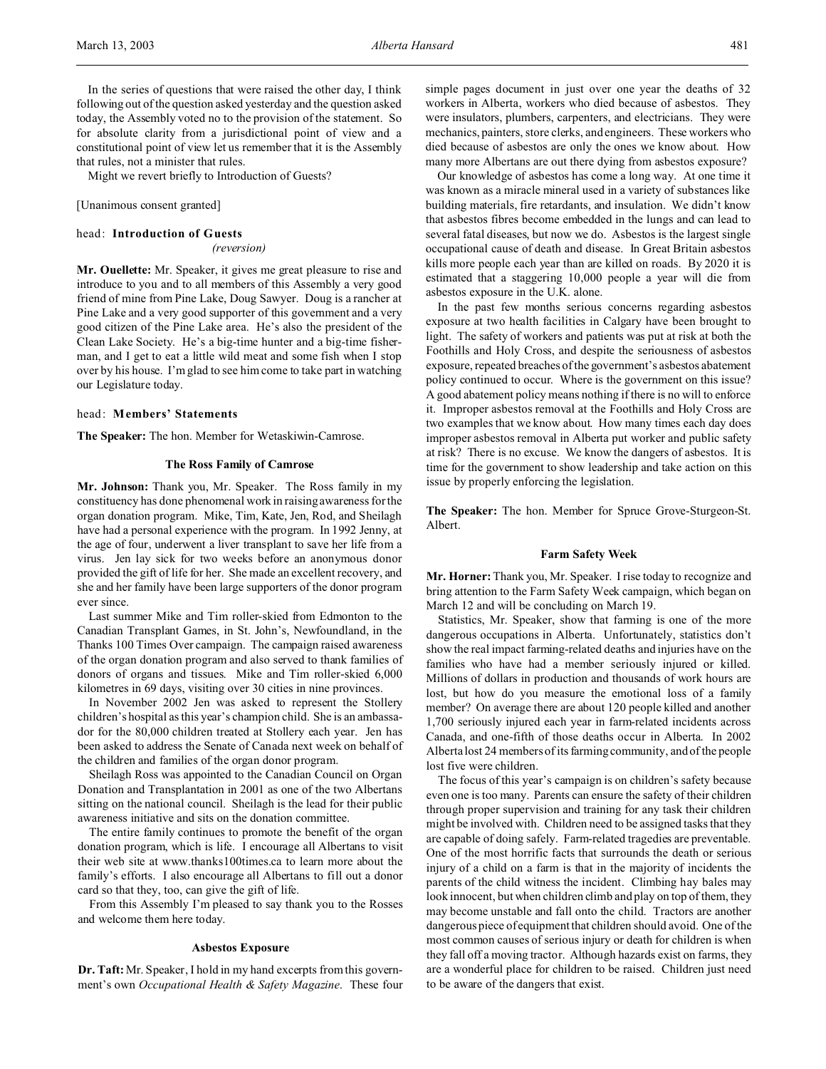In the series of questions that were raised the other day, I think following out of the question asked yesterday and the question asked today, the Assembly voted no to the provision of the statement. So for absolute clarity from a jurisdictional point of view and a constitutional point of view let us remember that it is the Assembly that rules, not a minister that rules.

Might we revert briefly to Introduction of Guests?

[Unanimous consent granted]

head: **Introduction of Guests**
*(reversion)*

**Mr. Ouellette:** Mr. Speaker, it gives me great pleasure to rise and introduce to you and to all members of this Assembly a very good friend of mine from Pine Lake, Doug Sawyer. Doug is a rancher at Pine Lake and a very good supporter of this government and a very good citizen of the Pine Lake area. He's also the president of the Clean Lake Society. He's a big-time hunter and a big-time fisherman, and I get to eat a little wild meat and some fish when I stop over by his house. I'm glad to see him come to take part in watching our Legislature today.

head: **Members' Statements**

**The Speaker:** The hon. Member for Wetaskiwin-Camrose.

### The Ross Family of Camrose

**Mr. Johnson:** Thank you, Mr. Speaker. The Ross family in my constituency has done phenomenal work in raising awareness for the organ donation program. Mike, Tim, Kate, Jen, Rod, and Sheilagh have had a personal experience with the program. In 1992 Jenny, at the age of four, underwent a liver transplant to save her life from a virus. Jen lay sick for two weeks before an anonymous donor provided the gift of life for her. She made an excellent recovery, and she and her family have been large supporters of the donor program ever since.

Last summer Mike and Tim roller-skied from Edmonton to the Canadian Transplant Games, in St. John's, Newfoundland, in the Thanks 100 Times Over campaign. The campaign raised awareness of the organ donation program and also served to thank families of donors of organs and tissues. Mike and Tim roller-skied 6,000 kilometres in 69 days, visiting over 30 cities in nine provinces.

In November 2002 Jen was asked to represent the Stollery children's hospital as this year's champion child. She is an ambassador for the 80,000 children treated at Stollery each year. Jen has been asked to address the Senate of Canada next week on behalf of the children and families of the organ donor program.

Sheilagh Ross was appointed to the Canadian Council on Organ Donation and Transplantation in 2001 as one of the two Albertans sitting on the national council. Sheilagh is the lead for their public awareness initiative and sits on the donation committee.

The entire family continues to promote the benefit of the organ donation program, which is life. I encourage all Albertans to visit their web site at www.thanks100times.ca to learn more about the family's efforts. I also encourage all Albertans to fill out a donor card so that they, too, can give the gift of life.

From this Assembly I'm pleased to say thank you to the Rosses and welcome them here today.

### Asbestos Exposure

**Dr. Taft:** Mr. Speaker, I hold in my hand excerpts from this government's own *Occupational Health & Safety Magazine*. These four simple pages document in just over one year the deaths of 32 workers in Alberta, workers who died because of asbestos. They were insulators, plumbers, carpenters, and electricians. They were mechanics, painters, store clerks, and engineers. These workers who died because of asbestos are only the ones we know about. How many more Albertans are out there dying from asbestos exposure?

Our knowledge of asbestos has come a long way. At one time it was known as a miracle mineral used in a variety of substances like building materials, fire retardants, and insulation. We didn't know that asbestos fibres become embedded in the lungs and can lead to several fatal diseases, but now we do. Asbestos is the largest single occupational cause of death and disease. In Great Britain asbestos kills more people each year than are killed on roads. By 2020 it is estimated that a staggering 10,000 people a year will die from asbestos exposure in the U.K. alone.

In the past few months serious concerns regarding asbestos exposure at two health facilities in Calgary have been brought to light. The safety of workers and patients was put at risk at both the Foothills and Holy Cross, and despite the seriousness of asbestos exposure, repeated breaches of the government's asbestos abatement policy continued to occur. Where is the government on this issue? A good abatement policy means nothing if there is no will to enforce it. Improper asbestos removal at the Foothills and Holy Cross are two examples that we know about. How many times each day does improper asbestos removal in Alberta put worker and public safety at risk? There is no excuse. We know the dangers of asbestos. It is time for the government to show leadership and take action on this issue by properly enforcing the legislation.

**The Speaker:** The hon. Member for Spruce Grove-Sturgeon-St. Albert.

### Farm Safety Week

**Mr. Horner:** Thank you, Mr. Speaker. I rise today to recognize and bring attention to the Farm Safety Week campaign, which began on March 12 and will be concluding on March 19.

Statistics, Mr. Speaker, show that farming is one of the more dangerous occupations in Alberta. Unfortunately, statistics don't show the real impact farming-related deaths and injuries have on the families who have had a member seriously injured or killed. Millions of dollars in production and thousands of work hours are lost, but how do you measure the emotional loss of a family member? On average there are about 120 people killed and another 1,700 seriously injured each year in farm-related incidents across Canada, and one-fifth of those deaths occur in Alberta. In 2002 Alberta lost 24 members of its farming community, and of the people lost five were children.

The focus of this year's campaign is on children's safety because even one is too many. Parents can ensure the safety of their children through proper supervision and training for any task their children might be involved with. Children need to be assigned tasks that they are capable of doing safely. Farm-related tragedies are preventable. One of the most horrific facts that surrounds the death or serious injury of a child on a farm is that in the majority of incidents the parents of the child witness the incident. Climbing hay bales may look innocent, but when children climb and play on top of them, they may become unstable and fall onto the child. Tractors are another dangerous piece of equipment that children should avoid. One of the most common causes of serious injury or death for children is when they fall off a moving tractor. Although hazards exist on farms, they are a wonderful place for children to be raised. Children just need to be aware of the dangers that exist.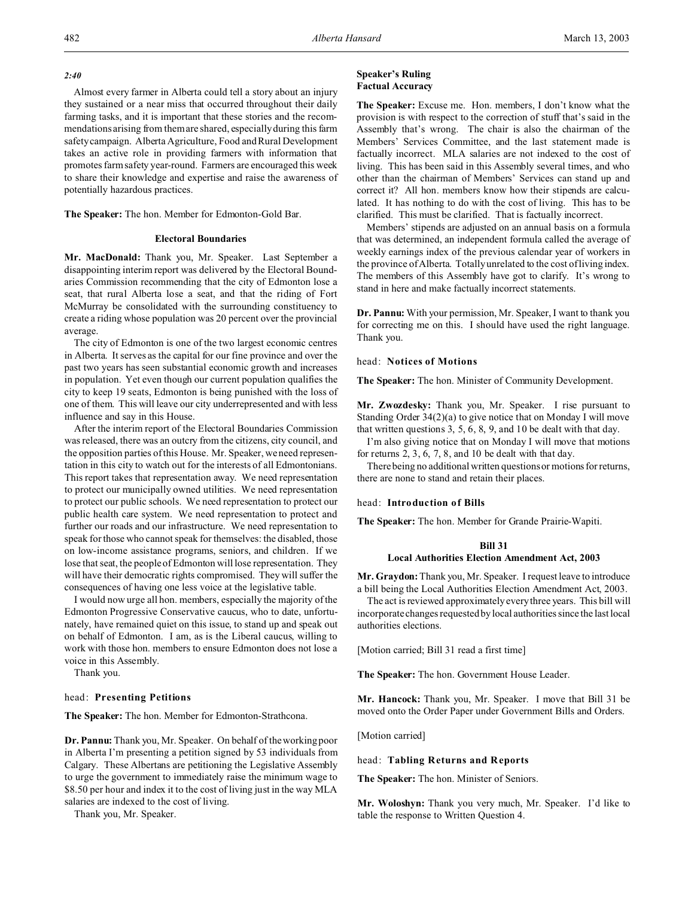*2:40*

Almost every farmer in Alberta could tell a story about an injury they sustained or a near miss that occurred throughout their daily farming tasks, and it is important that these stories and the recommendations arising from them are shared, especially during this farm safety campaign. Alberta Agriculture, Food and Rural Development takes an active role in providing farmers with information that promotes farm safety year-round. Farmers are encouraged this week to share their knowledge and expertise and raise the awareness of potentially hazardous practices.

**The Speaker:** The hon. Member for Edmonton-Gold Bar.

### Electoral Boundaries

**Mr. MacDonald:** Thank you, Mr. Speaker. Last September a disappointing interim report was delivered by the Electoral Boundaries Commission recommending that the city of Edmonton lose a seat, that rural Alberta lose a seat, and that the riding of Fort McMurray be consolidated with the surrounding constituency to create a riding whose population was 20 percent over the provincial average.

The city of Edmonton is one of the two largest economic centres in Alberta. It serves as the capital for our fine province and over the past two years has seen substantial economic growth and increases in population. Yet even though our current population qualifies the city to keep 19 seats, Edmonton is being punished with the loss of one of them. This will leave our city underrepresented and with less influence and say in this House.

After the interim report of the Electoral Boundaries Commission was released, there was an outcry from the citizens, city council, and the opposition parties of this House. Mr. Speaker, we need representation in this city to watch out for the interests of all Edmontonians. This report takes that representation away. We need representation to protect our municipally owned utilities. We need representation to protect our public schools. We need representation to protect our public health care system. We need representation to protect and further our roads and our infrastructure. We need representation to speak for those who cannot speak for themselves: the disabled, those on low-income assistance programs, seniors, and children. If we lose that seat, the people of Edmonton will lose representation. They will have their democratic rights compromised. They will suffer the consequences of having one less voice at the legislative table.

I would now urge all hon. members, especially the majority of the Edmonton Progressive Conservative caucus, who to date, unfortunately, have remained quiet on this issue, to stand up and speak out on behalf of Edmonton. I am, as is the Liberal caucus, willing to work with those hon. members to ensure Edmonton does not lose a voice in this Assembly.

Thank you.

head: **Presenting Petitions**

**The Speaker:** The hon. Member for Edmonton-Strathcona.

**Dr. Pannu:** Thank you, Mr. Speaker. On behalf of the working poor in Alberta I'm presenting a petition signed by 53 individuals from Calgary. These Albertans are petitioning the Legislative Assembly to urge the government to immediately raise the minimum wage to $8.50 per hour and index it to the cost of living just in the way MLA salaries are indexed to the cost of living.

Thank you, Mr. Speaker.

### Speaker's Ruling
### Factual Accuracy

**The Speaker:** Excuse me. Hon. members, I don't know what the provision is with respect to the correction of stuff that's said in the Assembly that's wrong. The chair is also the chairman of the Members' Services Committee, and the last statement made is factually incorrect. MLA salaries are not indexed to the cost of living. This has been said in this Assembly several times, and who other than the chairman of Members' Services can stand up and correct it? All hon. members know how their stipends are calculated. It has nothing to do with the cost of living. This has to be clarified. This must be clarified. That is factually incorrect.

Members' stipends are adjusted on an annual basis on a formula that was determined, an independent formula called the average of weekly earnings index of the previous calendar year of workers in the province of Alberta. Totally unrelated to the cost of living index. The members of this Assembly have got to clarify. It's wrong to stand in here and make factually incorrect statements.

**Dr. Pannu:** With your permission, Mr. Speaker, I want to thank you for correcting me on this. I should have used the right language. Thank you.

head: **Notices of Motions**

**The Speaker:** The hon. Minister of Community Development.

**Mr. Zwozdesky:** Thank you, Mr. Speaker. I rise pursuant to Standing Order 34(2)(a) to give notice that on Monday I will move that written questions 3, 5, 6, 8, 9, and 10 be dealt with that day.

I'm also giving notice that on Monday I will move that motions for returns 2, 3, 6, 7, 8, and 10 be dealt with that day.

There being no additional written questions or motions for returns, there are none to stand and retain their places.

head: **Introduction of Bills**

**The Speaker:** The hon. Member for Grande Prairie-Wapiti.

### Bill 31
### Local Authorities Election Amendment Act, 2003

**Mr. Graydon:** Thank you, Mr. Speaker. I request leave to introduce a bill being the Local Authorities Election Amendment Act, 2003.

The act is reviewed approximately every three years. This bill will incorporate changes requested by local authorities since the last local authorities elections.

[Motion carried; Bill 31 read a first time]

**The Speaker:** The hon. Government House Leader.

**Mr. Hancock:** Thank you, Mr. Speaker. I move that Bill 31 be moved onto the Order Paper under Government Bills and Orders.

[Motion carried]

head: **Tabling Returns and Reports**

**The Speaker:** The hon. Minister of Seniors.

**Mr. Woloshyn:** Thank you very much, Mr. Speaker. I'd like to table the response to Written Question 4.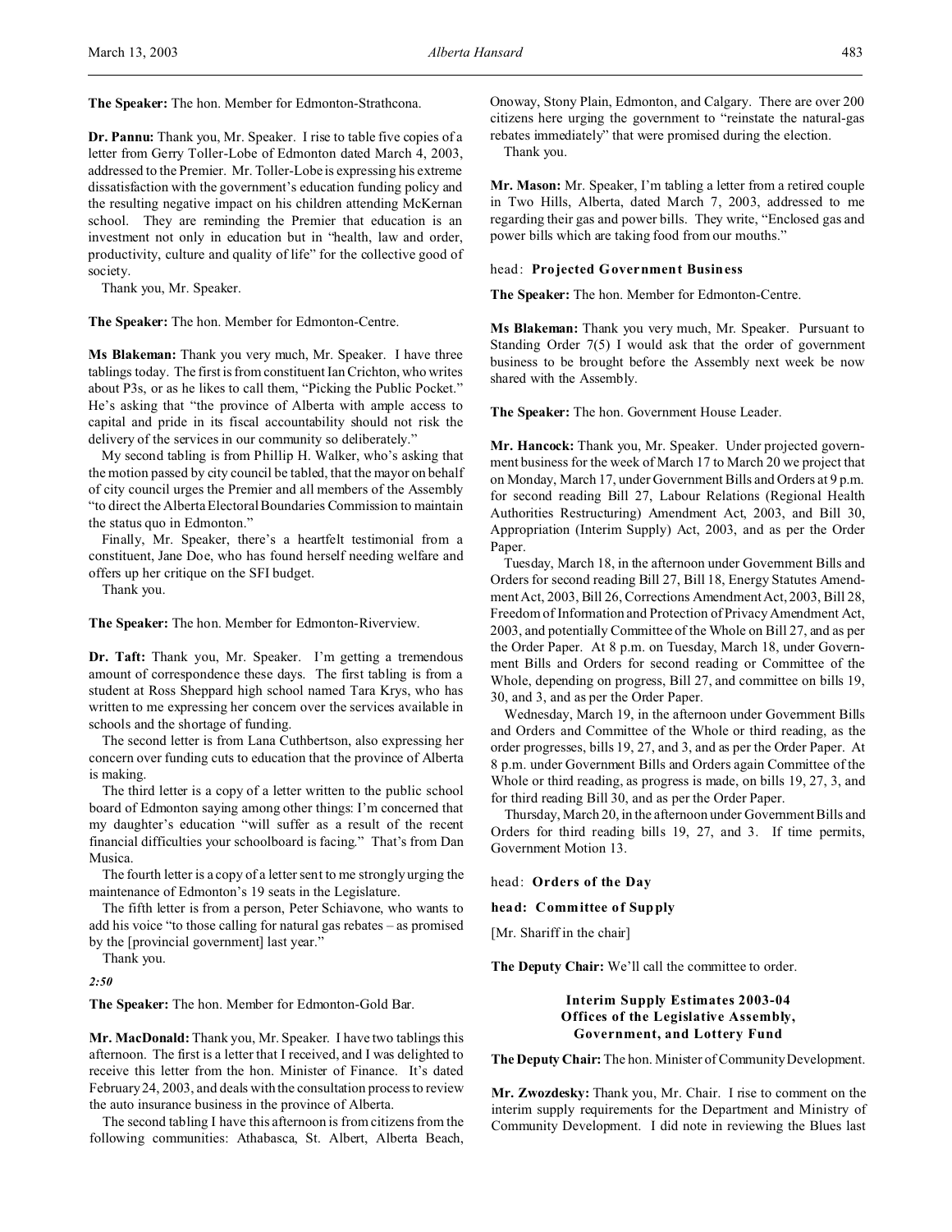**The Speaker:** The hon. Member for Edmonton-Strathcona.

**Dr. Pannu:** Thank you, Mr. Speaker. I rise to table five copies of a letter from Gerry Toller-Lobe of Edmonton dated March 4, 2003, addressed to the Premier. Mr. Toller-Lobe is expressing his extreme dissatisfaction with the government's education funding policy and the resulting negative impact on his children attending McKernan school. They are reminding the Premier that education is an investment not only in education but in "health, law and order, productivity, culture and quality of life" for the collective good of society.

Thank you, Mr. Speaker.

**The Speaker:** The hon. Member for Edmonton-Centre.

**Ms Blakeman:** Thank you very much, Mr. Speaker. I have three tablings today. The first is from constituent Ian Crichton, who writes about P3s, or as he likes to call them, "Picking the Public Pocket." He's asking that "the province of Alberta with ample access to capital and pride in its fiscal accountability should not risk the delivery of the services in our community so deliberately."

My second tabling is from Phillip H. Walker, who's asking that the motion passed by city council be tabled, that the mayor on behalf of city council urges the Premier and all members of the Assembly "to direct the Alberta Electoral Boundaries Commission to maintain the status quo in Edmonton."

Finally, Mr. Speaker, there's a heartfelt testimonial from a constituent, Jane Doe, who has found herself needing welfare and offers up her critique on the SFI budget.

Thank you.

**The Speaker:** The hon. Member for Edmonton-Riverview.

**Dr. Taft:** Thank you, Mr. Speaker. I'm getting a tremendous amount of correspondence these days. The first tabling is from a student at Ross Sheppard high school named Tara Krys, who has written to me expressing her concern over the services available in schools and the shortage of funding.

The second letter is from Lana Cuthbertson, also expressing her concern over funding cuts to education that the province of Alberta is making.

The third letter is a copy of a letter written to the public school board of Edmonton saying among other things: I'm concerned that my daughter's education "will suffer as a result of the recent financial difficulties your schoolboard is facing." That's from Dan Musica.

The fourth letter is a copy of a letter sent to me strongly urging the maintenance of Edmonton's 19 seats in the Legislature.

The fifth letter is from a person, Peter Schiavone, who wants to add his voice "to those calling for natural gas rebates – as promised by the [provincial government] last year."

Thank you.

*2:50*

**The Speaker:** The hon. Member for Edmonton-Gold Bar.

**Mr. MacDonald:** Thank you, Mr. Speaker. I have two tablings this afternoon. The first is a letter that I received, and I was delighted to receive this letter from the hon. Minister of Finance. It's dated February 24, 2003, and deals with the consultation process to review the auto insurance business in the province of Alberta.

The second tabling I have this afternoon is from citizens from the following communities: Athabasca, St. Albert, Alberta Beach, Onoway, Stony Plain, Edmonton, and Calgary. There are over 200 citizens here urging the government to "reinstate the natural-gas rebates immediately" that were promised during the election.

Thank you.

**Mr. Mason:** Mr. Speaker, I'm tabling a letter from a retired couple in Two Hills, Alberta, dated March 7, 2003, addressed to me regarding their gas and power bills. They write, "Enclosed gas and power bills which are taking food from our mouths."

head: **Projected Government Business**

**The Speaker:** The hon. Member for Edmonton-Centre.

**Ms Blakeman:** Thank you very much, Mr. Speaker. Pursuant to Standing Order 7(5) I would ask that the order of government business to be brought before the Assembly next week be now shared with the Assembly.

**The Speaker:** The hon. Government House Leader.

**Mr. Hancock:** Thank you, Mr. Speaker. Under projected government business for the week of March 17 to March 20 we project that on Monday, March 17, under Government Bills and Orders at 9 p.m. for second reading Bill 27, Labour Relations (Regional Health Authorities Restructuring) Amendment Act, 2003, and Bill 30, Appropriation (Interim Supply) Act, 2003, and as per the Order Paper.

Tuesday, March 18, in the afternoon under Government Bills and Orders for second reading Bill 27, Bill 18, Energy Statutes Amendment Act, 2003, Bill 26, Corrections Amendment Act, 2003, Bill 28, Freedom of Information and Protection of Privacy Amendment Act, 2003, and potentially Committee of the Whole on Bill 27, and as per the Order Paper. At 8 p.m. on Tuesday, March 18, under Government Bills and Orders for second reading or Committee of the Whole, depending on progress, Bill 27, and committee on bills 19, 30, and 3, and as per the Order Paper.

Wednesday, March 19, in the afternoon under Government Bills and Orders and Committee of the Whole or third reading, as the order progresses, bills 19, 27, and 3, and as per the Order Paper. At 8 p.m. under Government Bills and Orders again Committee of the Whole or third reading, as progress is made, on bills 19, 27, 3, and for third reading Bill 30, and as per the Order Paper.

Thursday, March 20, in the afternoon under Government Bills and Orders for third reading bills 19, 27, and 3. If time permits, Government Motion 13.

head: **Orders of the Day**

head: **Committee of Supply**

[Mr. Shariff in the chair]

**The Deputy Chair:** We'll call the committee to order.

### Interim Supply Estimates 2003-04
### Offices of the Legislative Assembly, Government, and Lottery Fund

**The Deputy Chair:** The hon. Minister of Community Development.

**Mr. Zwozdesky:** Thank you, Mr. Chair. I rise to comment on the interim supply requirements for the Department and Ministry of Community Development. I did note in reviewing the Blues last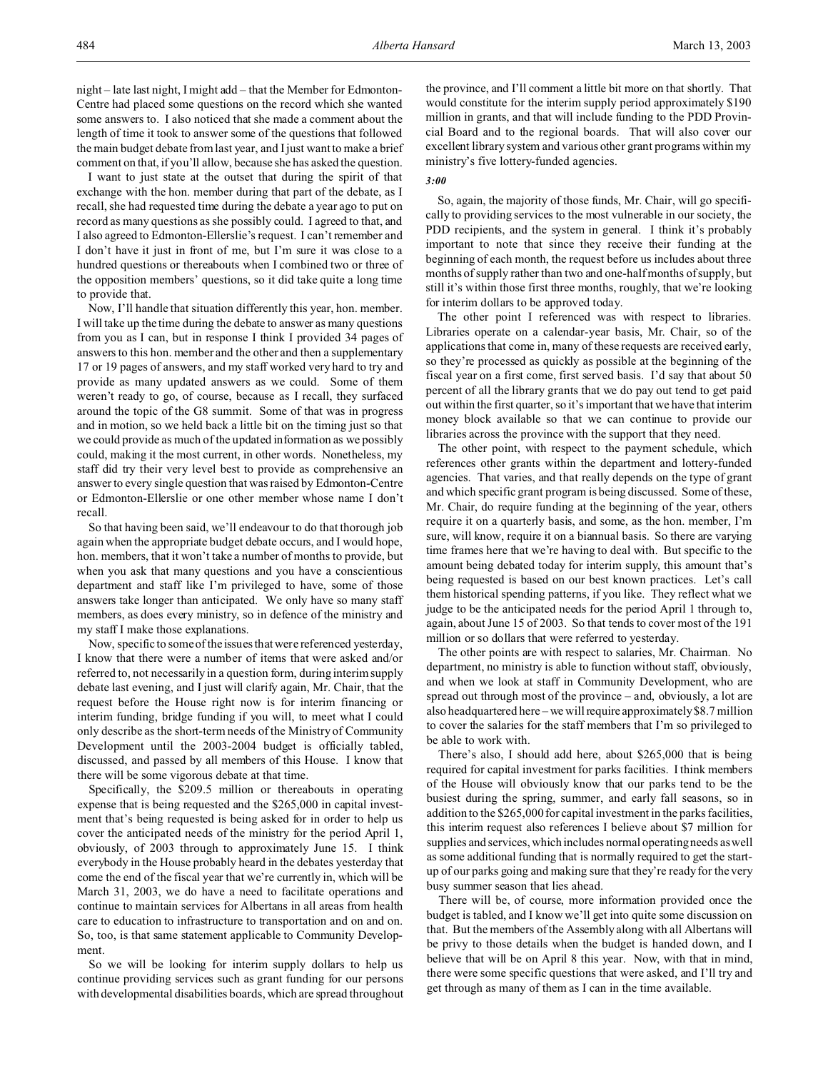night – late last night, I might add – that the Member for Edmonton-Centre had placed some questions on the record which she wanted some answers to. I also noticed that she made a comment about the length of time it took to answer some of the questions that followed the main budget debate from last year, and I just want to make a brief comment on that, if you'll allow, because she has asked the question.

I want to just state at the outset that during the spirit of that exchange with the hon. member during that part of the debate, as I recall, she had requested time during the debate a year ago to put on record as many questions as she possibly could. I agreed to that, and I also agreed to Edmonton-Ellerslie's request. I can't remember and I don't have it just in front of me, but I'm sure it was close to a hundred questions or thereabouts when I combined two or three of the opposition members' questions, so it did take quite a long time to provide that.

Now, I'll handle that situation differently this year, hon. member. I will take up the time during the debate to answer as many questions from you as I can, but in response I think I provided 34 pages of answers to this hon. member and the other and then a supplementary 17 or 19 pages of answers, and my staff worked very hard to try and provide as many updated answers as we could. Some of them weren't ready to go, of course, because as I recall, they surfaced around the topic of the G8 summit. Some of that was in progress and in motion, so we held back a little bit on the timing just so that we could provide as much of the updated information as we possibly could, making it the most current, in other words. Nonetheless, my staff did try their very level best to provide as comprehensive an answer to every single question that was raised by Edmonton-Centre or Edmonton-Ellerslie or one other member whose name I don't recall.

So that having been said, we'll endeavour to do that thorough job again when the appropriate budget debate occurs, and I would hope, hon. members, that it won't take a number of months to provide, but when you ask that many questions and you have a conscientious department and staff like I'm privileged to have, some of those answers take longer than anticipated. We only have so many staff members, as does every ministry, so in defence of the ministry and my staff I make those explanations.

Now, specific to some of the issues that were referenced yesterday, I know that there were a number of items that were asked and/or referred to, not necessarily in a question form, during interim supply debate last evening, and I just will clarify again, Mr. Chair, that the request before the House right now is for interim financing or interim funding, bridge funding if you will, to meet what I could only describe as the short-term needs of the Ministry of Community Development until the 2003-2004 budget is officially tabled, discussed, and passed by all members of this House. I know that there will be some vigorous debate at that time.

Specifically, the $209.5 million or thereabouts in operating expense that's being requested and the $265,000 in capital investment that's being requested is being asked for in order to help us cover the anticipated needs of the ministry for the period April 1, obviously, of 2003 through to approximately June 15. I think everybody in the House probably heard in the debates yesterday that come the end of the fiscal year that we're currently in, which will be March 31, 2003, we do have a need to facilitate operations and continue to maintain services for Albertans in all areas from health care to education to infrastructure to transportation and on and on. So, too, is that same statement applicable to Community Development.

So we will be looking for interim supply dollars to help us continue providing services such as grant funding for our persons with developmental disabilities boards, which are spread throughout the province, and I'll comment a little bit more on that shortly. That would constitute for the interim supply period approximately $190 million in grants, and that will include funding to the PDD Provincial Board and to the regional boards. That will also cover our excellent library system and various other grant programs within my ministry's five lottery-funded agencies.

*3:00*

So, again, the majority of those funds, Mr. Chair, will go specifically to providing services to the most vulnerable in our society, the PDD recipients, and the system in general. I think it's probably important to note that since they receive their funding at the beginning of each month, the request before us includes about three months of supply rather than two and one-half months of supply, but still it's within those first three months, roughly, that we're looking for interim dollars to be approved today.

The other point I referenced was with respect to libraries. Libraries operate on a calendar-year basis, Mr. Chair, so of the applications that come in, many of these requests are received early, so they're processed as quickly as possible at the beginning of the fiscal year on a first come, first served basis. I'd say that about 50 percent of all the library grants that we do pay out tend to get paid out within the first quarter, so it's important that we have that interim money block available so that we can continue to provide our libraries across the province with the support that they need.

The other point, with respect to the payment schedule, which references other grants within the department and lottery-funded agencies. That varies, and that really depends on the type of grant and which specific grant program is being discussed. Some of these, Mr. Chair, do require funding at the beginning of the year, others require it on a quarterly basis, and some, as the hon. member, I'm sure, will know, require it on a biannual basis. So there are varying time frames here that we're having to deal with. But specific to the amount being debated today for interim supply, this amount that's being requested is based on our best known practices. Let's call them historical spending patterns, if you like. They reflect what we judge to be the anticipated needs for the period April 1 through to, again, about June 15 of 2003. So that tends to cover most of the 191 million or so dollars that were referred to yesterday.

The other points are with respect to salaries, Mr. Chairman. No department, no ministry is able to function without staff, obviously, and when we look at staff in Community Development, who are spread out through most of the province – and, obviously, a lot are also headquartered here – we will require approximately $8.7 million to cover the salaries for the staff members that I'm so privileged to be able to work with.

There's also, I should add here, about $265,000 that is being required for capital investment for parks facilities. I think members of the House will obviously know that our parks tend to be the busiest during the spring, summer, and early fall seasons, so in addition to the $265,000 for capital investment in the parks facilities, this interim request also references I believe about $7 million for supplies and services, which includes normal operating needs as well as some additional funding that is normally required to get the start-up of our parks going and making sure that they're ready for the very busy summer season that lies ahead.

There will be, of course, more information provided once the budget is tabled, and I know we'll get into quite some discussion on that. But the members of the Assembly along with all Albertans will be privy to those details when the budget is handed down, and I believe that will be on April 8 this year. Now, with that in mind, there were some specific questions that were asked, and I'll try and get through as many of them as I can in the time available.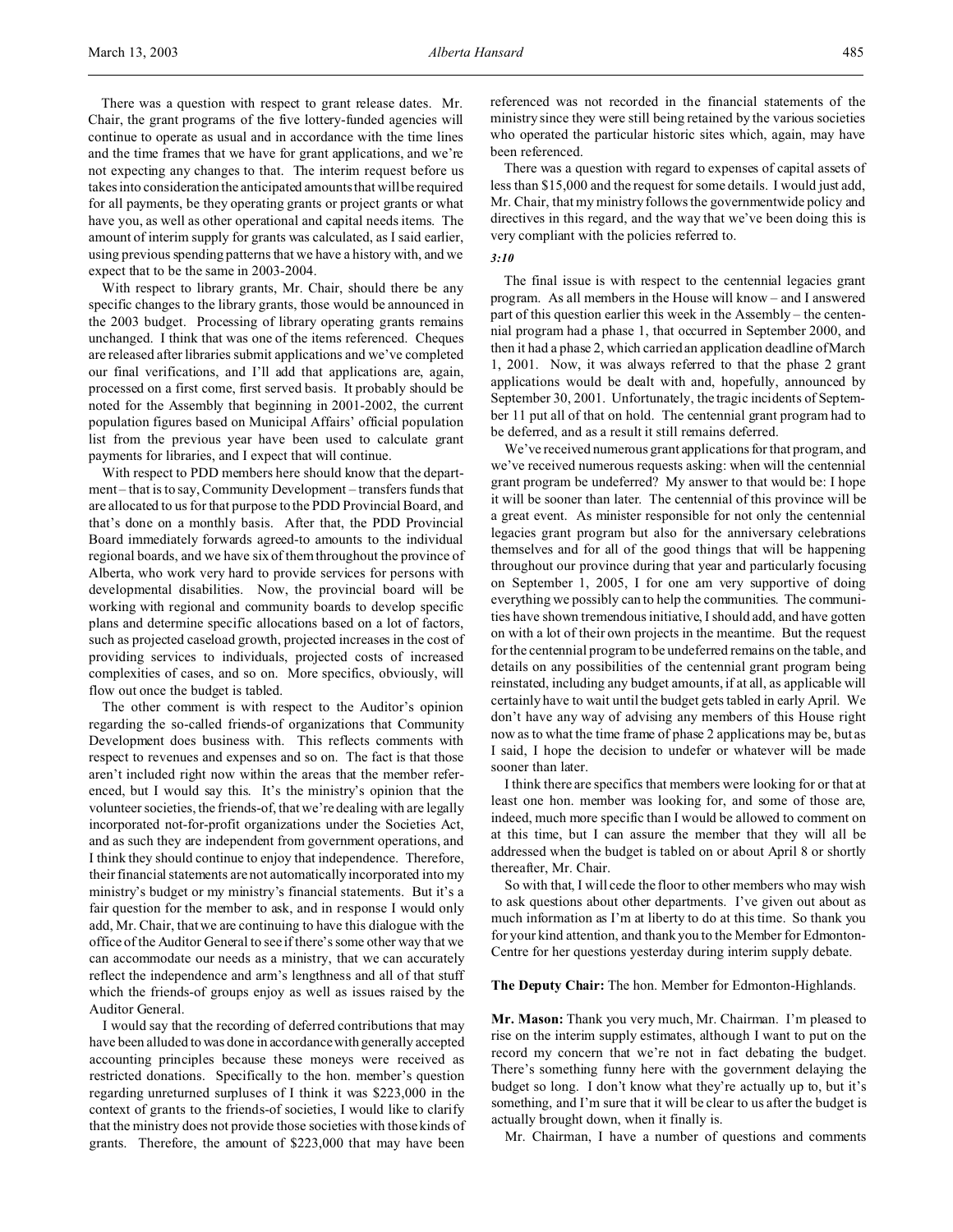There was a question with respect to grant release dates. Mr. Chair, the grant programs of the five lottery-funded agencies will continue to operate as usual and in accordance with the time lines and the time frames that we have for grant applications, and we're not expecting any changes to that. The interim request before us takes into consideration the anticipated amounts that will be required for all payments, be they operating grants or project grants or what have you, as well as other operational and capital needs items. The amount of interim supply for grants was calculated, as I said earlier, using previous spending patterns that we have a history with, and we expect that to be the same in 2003-2004.

With respect to library grants, Mr. Chair, should there be any specific changes to the library grants, those would be announced in the 2003 budget. Processing of library operating grants remains unchanged. I think that was one of the items referenced. Cheques are released after libraries submit applications and we've completed our final verifications, and I'll add that applications are, again, processed on a first come, first served basis. It probably should be noted for the Assembly that beginning in 2001-2002, the current population figures based on Municipal Affairs' official population list from the previous year have been used to calculate grant payments for libraries, and I expect that will continue.

With respect to PDD members here should know that the department – that is to say, Community Development – transfers funds that are allocated to us for that purpose to the PDD Provincial Board, and that's done on a monthly basis. After that, the PDD Provincial Board immediately forwards agreed-to amounts to the individual regional boards, and we have six of them throughout the province of Alberta, who work very hard to provide services for persons with developmental disabilities. Now, the provincial board will be working with regional and community boards to develop specific plans and determine specific allocations based on a lot of factors, such as projected caseload growth, projected increases in the cost of providing services to individuals, projected costs of increased complexities of cases, and so on. More specifics, obviously, will flow out once the budget is tabled.

The other comment is with respect to the Auditor's opinion regarding the so-called friends-of organizations that Community Development does business with. This reflects comments with respect to revenues and expenses and so on. The fact is that those aren't included right now within the areas that the member referenced, but I would say this. It's the ministry's opinion that the volunteer societies, the friends-of, that we're dealing with are legally incorporated not-for-profit organizations under the Societies Act, and as such they are independent from government operations, and I think they should continue to enjoy that independence. Therefore, their financial statements are not automatically incorporated into my ministry's budget or my ministry's financial statements. But it's a fair question for the member to ask, and in response I would only add, Mr. Chair, that we are continuing to have this dialogue with the office of the Auditor General to see if there's some other way that we can accommodate our needs as a ministry, that we can accurately reflect the independence and arm's lengthness and all of that stuff which the friends-of groups enjoy as well as issues raised by the Auditor General.

I would say that the recording of deferred contributions that may have been alluded to was done in accordance with generally accepted accounting principles because these moneys were received as restricted donations. Specifically to the hon. member's question regarding unreturned surpluses of I think it was $223,000 in the context of grants to the friends-of-societies, I would like to clarify that the ministry does not provide those societies with those kinds of grants. Therefore, the amount of $223,000 that may have been referenced was not recorded in the financial statements of the ministry since they were still being retained by the various societies who operated the particular historic sites which, again, may have been referenced.

There was a question with regard to expenses of capital assets of less than $15,000 and the request for some details. I would just add, Mr. Chair, that my ministry follows the governmentwide policy and directives in this regard, and the way that we've been doing this is very compliant with the policies referred to.

*3:10*

The final issue is with respect to the centennial legacies grant program. As all members in the House will know – and I answered part of this question earlier this week in the Assembly – the centennial program had a phase 1, that occurred in September 2000, and then it had a phase 2, which carried an application deadline of March 1, 2001. Now, it was always referred to that the phase 2 grant applications would be dealt with and, hopefully, announced by September 30, 2001. Unfortunately, the tragic incidents of September 11 put all of that on hold. The centennial grant program had to be deferred, and as a result it still remains deferred.

We've received numerous grant applications for that program, and we've received numerous requests asking: when will the centennial grant program be undeferred? My answer to that would be: I hope it will be sooner than later. The centennial of this province will be a great event. As minister responsible for not only the centennial legacies grant program but also for the anniversary celebrations themselves and for all of the good things that will be happening throughout our province during that year and particularly focusing on September 1, 2005, I for one am very supportive of doing everything we possibly can to help the communities. The communities have shown tremendous initiative, I should add, and have gotten on with a lot of their own projects in the meantime. But the request for the centennial program to be undeferred remains on the table, and details on any possibilities of the centennial grant program being reinstated, including any budget amounts, if at all, as applicable will certainly have to wait until the budget gets tabled in early April. We don't have any way of advising any members of this House right now as to what the time frame of phase 2 applications may be, but as I said, I hope the decision to undefer or whatever will be made sooner than later.

I think there are specifics that members were looking for or that at least one hon. member was looking for, and some of those are, indeed, much more specific than I would be allowed to comment on at this time, but I can assure the member that they will all be addressed when the budget is tabled on or about April 8 or shortly thereafter, Mr. Chair.

So with that, I will cede the floor to other members who may wish to ask questions about other departments. I've given out about as much information as I'm at liberty to do at this time. So thank you for your kind attention, and thank you to the Member for Edmonton-Centre for her questions yesterday during interim supply debate.

**The Deputy Chair:** The hon. Member for Edmonton-Highlands.

**Mr. Mason:** Thank you very much, Mr. Chairman. I'm pleased to rise on the interim supply estimates, although I want to put on the record my concern that we're not in fact debating the budget. There's something funny here with the government delaying the budget so long. I don't know what they're actually up to, but it's something, and I'm sure that it will be clear to us after the budget is actually brought down, when it finally is.

Mr. Chairman, I have a number of questions and comments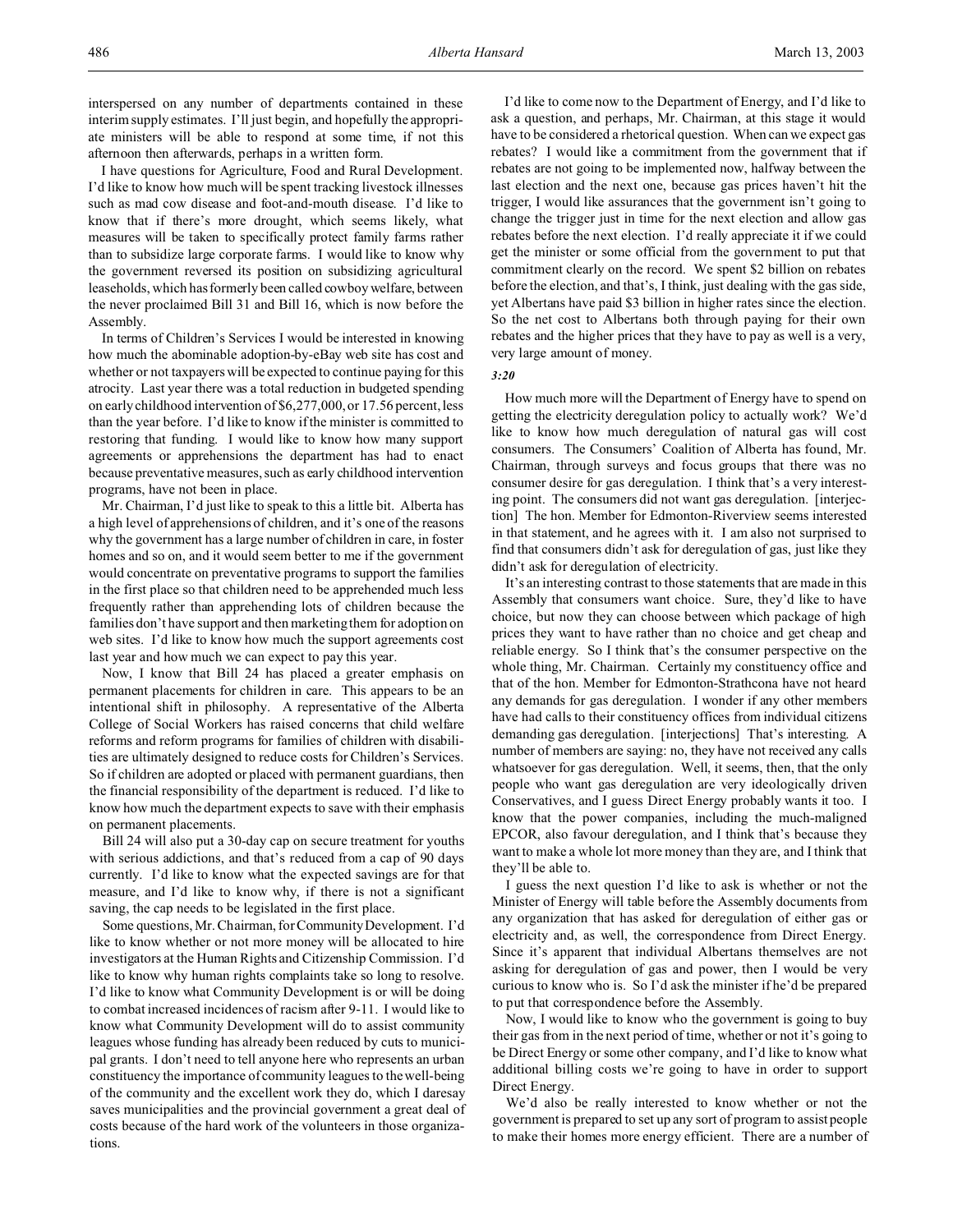interspersed on any number of departments contained in these interim supply estimates. I'll just begin, and hopefully the appropriate ministers will be able to respond at some time, if not this afternoon then afterwards, perhaps in a written form.

I have questions for Agriculture, Food and Rural Development. I'd like to know how much will be spent tracking livestock illnesses such as mad cow disease and foot-and-mouth disease. I'd like to know that if there's more drought, which seems likely, what measures will be taken to specifically protect family farms rather than to subsidize large corporate farms. I would like to know why the government reversed its position on subsidizing agricultural leaseholds, which has formerly been called cowboy welfare, between the never proclaimed Bill 31 and Bill 16, which is now before the Assembly.

In terms of Children's Services I would be interested in knowing how much the abominable adoption-by-eBay web site has cost and whether or not taxpayers will be expected to continue paying for this atrocity. Last year there was a total reduction in budgeted spending on early childhood intervention of $6,277,000, or 17.56 percent, less than the year before. I'd like to know if the minister is committed to restoring that funding. I would like to know how many support agreements or apprehensions the department has had to enact because preventative measures, such as early childhood intervention programs, have not been in place.

Mr. Chairman, I'd just like to speak to this a little bit. Alberta has a high level of apprehensions of children, and it's one of the reasons why the government has a large number of children in care, in foster homes and so on, and it would seem better to me if the government would concentrate on preventative programs to support the families in the first place so that children need to be apprehended much less frequently rather than apprehending lots of children because the families don't have support and then marketing them for adoption on web sites. I'd like to know how much the support agreements cost last year and how much we can expect to pay this year.

Now, I know that Bill 24 has placed a greater emphasis on permanent placements for children in care. This appears to be an intentional shift in philosophy. A representative of the Alberta College of Social Workers has raised concerns that child welfare reforms and reform programs for families of children with disabilities are ultimately designed to reduce costs for Children's Services. So if children are adopted or placed with permanent guardians, then the financial responsibility of the department is reduced. I'd like to know how much the department expects to save with their emphasis on permanent placements.

Bill 24 will also put a 30-day cap on secure treatment for youths with serious addictions, and that's reduced from a cap of 90 days currently. I'd like to know what the expected savings are for that measure, and I'd like to know why, if there is not a significant saving, the cap needs to be legislated in the first place.

Some questions, Mr. Chairman, for Community Development. I'd like to know whether or not more money will be allocated to hire investigators at the Human Rights and Citizenship Commission. I'd like to know why human rights complaints take so long to resolve. I'd like to know what Community Development is or will be doing to combat increased incidences of racism after 9-11. I would like to know what Community Development will do to assist community leagues whose funding has already been reduced by cuts to municipal grants. I don't need to tell anyone here who represents an urban constituency the importance of community leagues to the well-being of the community and the excellent work they do, which I daresay saves municipalities and the provincial government a great deal of costs because of the hard work of the volunteers in those organizations.

I'd like to come now to the Department of Energy, and I'd like to ask a question, and perhaps, Mr. Chairman, at this stage it would have to be considered a rhetorical question. When can we expect gas rebates? I would like a commitment from the government that if rebates are not going to be implemented now, halfway between the last election and the next one, because gas prices haven't hit the trigger, I would like assurances that the government isn't going to change the trigger just in time for the next election and allow gas rebates before the next election. I'd really appreciate it if we could get the minister or some official from the government to put that commitment clearly on the record. We spent $2 billion on rebates before the election, and that's, I think, just dealing with the gas side, yet Albertans have paid $3 billion in higher rates since the election. So the net cost to Albertans both through paying for their own rebates and the higher prices that they have to pay as well is a very, very large amount of money.

*3:20*

How much more will the Department of Energy have to spend on getting the electricity deregulation policy to actually work? We'd like to know how much deregulation of natural gas will cost consumers. The Consumers' Coalition of Alberta has found, Mr. Chairman, through surveys and focus groups that there was no consumer desire for gas deregulation. I think that's a very interesting point. The consumers did not want gas deregulation. [interjection] The hon. Member for Edmonton-Riverview seems interested in that statement, and he agrees with it. I am also not surprised to find that consumers didn't ask for deregulation of gas, just like they didn't ask for deregulation of electricity.

It's an interesting contrast to those statements that are made in this Assembly that consumers want choice. Sure, they'd like to have choice, but now they can choose between which package of high prices they want to have rather than no choice and get cheap and reliable energy. So I think that's the consumer perspective on the whole thing, Mr. Chairman. Certainly my constituency office and that of the hon. Member for Edmonton-Strathcona have not heard any demands for gas deregulation. I wonder if any other members have had calls to their constituency offices from individual citizens demanding gas deregulation. [interjections] That's interesting. A number of members are saying: no, they have not received any calls whatsoever for gas deregulation. Well, it seems, then, that the only people who want gas deregulation are very ideologically driven Conservatives, and I guess Direct Energy probably wants it too. I know that the power companies, including the much-maligned EPCOR, also favour deregulation, and I think that's because they want to make a whole lot more money than they are, and I think that they'll be able to.

I guess the next question I'd like to ask is whether or not the Minister of Energy will table before the Assembly documents from any organization that has asked for deregulation of either gas or electricity and, as well, the correspondence from Direct Energy. Since it's apparent that individual Albertans themselves are not asking for deregulation of gas and power, then I would be very curious to know who is. So I'd ask the minister if he'd be prepared to put that correspondence before the Assembly.

Now, I would like to know who the government is going to buy their gas from in the next period of time, whether or not it's going to be Direct Energy or some other company, and I'd like to know what additional billing costs we're going to have in order to support Direct Energy.

We'd also be really interested to know whether or not the government is prepared to set up any sort of program to assist people to make their homes more energy efficient. There are a number of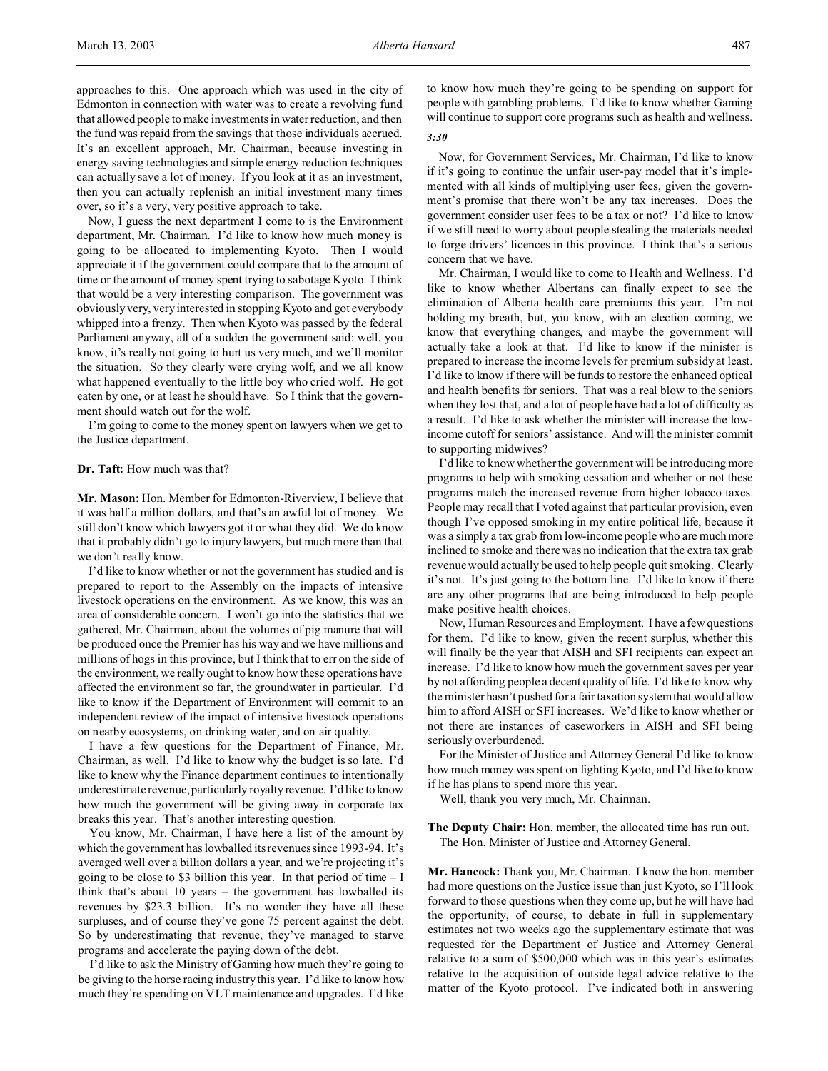approaches to this. One approach which was used in the city of Edmonton in connection with water was to create a revolving fund that allowed people to make investments in water reduction, and then the fund was repaid from the savings that those individuals accrued. It's an excellent approach, Mr. Chairman, because investing in energy saving technologies and simple energy reduction techniques can actually save a lot of money. If you look at it as an investment, then you can actually replenish an initial investment many times over, so it's a very, very positive approach to take.

Now, I guess the next department I come to is the Environment department, Mr. Chairman. I'd like to know how much money is going to be allocated to implementing Kyoto. Then I would appreciate it if the government could compare that to the amount of time or the amount of money spent trying to sabotage Kyoto. I think that would be a very interesting comparison. The government was obviously very, very interested in stopping Kyoto and got everybody whipped into a frenzy. Then when Kyoto was passed by the federal Parliament anyway, all of a sudden the government said: well, you know, it's really not going to hurt us very much, and we'll monitor the situation. So they clearly were crying wolf, and we all know what happened eventually to the little boy who cried wolf. He got eaten by one, or at least he should have. So I think that the government should watch out for the wolf.

I'm going to come to the money spent on lawyers when we get to the Justice department.

**Dr. Taft:** How much was that?

**Mr. Mason:** Hon. Member for Edmonton-Riverview, I believe that it was half a million dollars, and that's an awful lot of money. We still don't know which lawyers got it or what they did. We do know that it probably didn't go to injury lawyers, but much more than that we don't really know.

I'd like to know whether or not the government has studied and is prepared to report to the Assembly on the impacts of intensive livestock operations on the environment. As we know, this was an area of considerable concern. I won't go into the statistics that we gathered, Mr. Chairman, about the volumes of pig manure that will be produced once the Premier has his way and we have millions and millions of hogs in this province, but I think that to err on the side of the environment, we really ought to know how these operations have affected the environment so far, the groundwater in particular. I'd like to know if the Department of Environment will commit to an independent review of the impact of intensive livestock operations on nearby ecosystems, on drinking water, and on air quality.

I have a few questions for the Department of Finance, Mr. Chairman, as well. I'd like to know why the budget is so late. I'd like to know why the Finance department continues to intentionally underestimate revenue, particularly royalty revenue. I'd like to know how much the government will be giving away in corporate tax breaks this year. That's another interesting question.

You know, Mr. Chairman, I have here a list of the amount by which the government has lowballed its revenues since 1993-94. It's averaged well over a billion dollars a year, and we're projecting it's going to be close to $3 billion this year. In that period of time – I think that's about 10 years – the government has lowballed its revenues by $23.3 billion. It's no wonder they have all these surpluses, and of course they've gone 75 percent against the debt. So by underestimating that revenue, they've managed to starve programs and accelerate the paying down of the debt.

I'd like to ask the Ministry of Gaming how much they're going to be giving to the horse racing industry this year. I'd like to know how much they're spending on VLT maintenance and upgrades. I'd like to know how much they're going to be spending on support for people with gambling problems. I'd like to know whether Gaming will continue to support core programs such as health and wellness.

*3:30*

Now, for Government Services, Mr. Chairman, I'd like to know if it's going to continue the unfair user-pay model that it's implemented with all kinds of multiplying user fees, given the government's promise that there won't be any tax increases. Does the government consider user fees to be a tax or not? I'd like to know if we still need to worry about people stealing the materials needed to forge drivers' licences in this province. I think that's a serious concern that we have.

Mr. Chairman, I would like to come to Health and Wellness. I'd like to know whether Albertans can finally expect to see the elimination of Alberta health care premiums this year. I'm not holding my breath, but, you know, with an election coming, we know that everything changes, and maybe the government will actually take a look at that. I'd like to know if the minister is prepared to increase the income levels for premium subsidy at least. I'd like to know if there will be funds to restore the enhanced optical and health benefits for seniors. That was a real blow to the seniors when they lost that, and a lot of people have had a lot of difficulty as a result. I'd like to ask whether the minister will increase the low-income cutoff for seniors' assistance. And will the minister commit to supporting midwives?

I'd like to know whether the government will be introducing more programs to help with smoking cessation and whether or not these programs match the increased revenue from higher tobacco taxes. People may recall that I voted against that particular provision, even though I've opposed smoking in my entire political life, because it was a simply a tax grab from low-income people who are much more inclined to smoke and there was no indication that the extra tax grab revenue would actually be used to help people quit smoking. Clearly it's not. It's just going to the bottom line. I'd like to know if there are any other programs that are being introduced to help people make positive health choices.

Now, Human Resources and Employment. I have a few questions for them. I'd like to know, given the recent surplus, whether this will finally be the year that AISH and SFI recipients can expect an increase. I'd like to know how much the government saves per year by not affording people a decent quality of life. I'd like to know why the minister hasn't pushed for a fair taxation system that would allow him to afford AISH or SFI increases. We'd like to know whether or not there are instances of caseworkers in AISH and SFI being seriously overburdened.

For the Minister of Justice and Attorney General I'd like to know how much money was spent on fighting Kyoto, and I'd like to know if he has plans to spend more this year.

Well, thank you very much, Mr. Chairman.

**The Deputy Chair:** Hon. member, the allocated time has run out.
The Hon. Minister of Justice and Attorney General.

**Mr. Hancock:** Thank you, Mr. Chairman. I know the hon. member had more questions on the Justice issue than just Kyoto, so I'll look forward to those questions when they come up, but he will have had the opportunity, of course, to debate in full in supplementary estimates not two weeks ago the supplementary estimate that was requested for the Department of Justice and Attorney General relative to a sum of $500,000 which was in this year's estimates relative to the acquisition of outside legal advice relative to the matter of the Kyoto protocol. I've indicated both in answering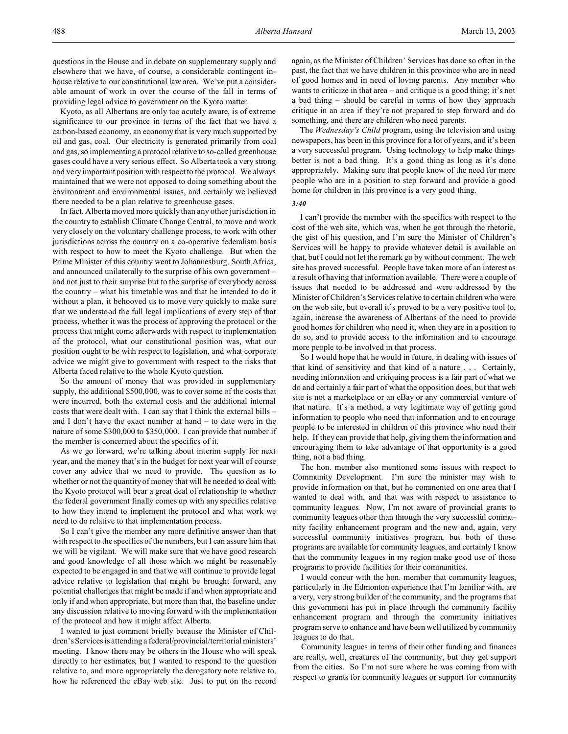questions in the House and in debate on supplementary supply and elsewhere that we have, of course, a considerable contingent in-house relative to our constitutional law area. We've put a considerable amount of work in over the course of the fall in terms of providing legal advice to government on the Kyoto matter.

Kyoto, as all Albertans are only too acutely aware, is of extreme significance to our province in terms of the fact that we have a carbon-based economy, an economy that is very much supported by oil and gas, coal. Our electricity is generated primarily from coal and gas, so implementing a protocol relative to so-called greenhouse gases could have a very serious effect. So Alberta took a very strong and very important position with respect to the protocol. We always maintained that we were not opposed to doing something about the environment and environmental issues, and certainly we believed there needed to be a plan relative to greenhouse gases.

In fact, Alberta moved more quickly than any other jurisdiction in the country to establish Climate Change Central, to move and work very closely on the voluntary challenge process, to work with other jurisdictions across the country on a co-operative federalism basis with respect to how to meet the Kyoto challenge. But when the Prime Minister of this country went to Johannesburg, South Africa, and announced unilaterally to the surprise of his own government – and not just to their surprise but to the surprise of everybody across the country – what his timetable was and that he intended to do it without a plan, it behooved us to move very quickly to make sure that we understood the full legal implications of every step of that process, whether it was the process of approving the protocol or the process that might come afterwards with respect to implementation of the protocol, what our constitutional position was, what our position ought to be with respect to legislation, and what corporate advice we might give to government with respect to the risks that Alberta faced relative to the whole Kyoto question.

So the amount of money that was provided in supplementary supply, the additional $500,000, was to cover some of the costs that were incurred, both the external costs and the additional internal costs that were dealt with. I can say that I think the external bills – and I don't have the exact number at hand – to date were in the nature of some $300,000 to $350,000. I can provide that number if the member is concerned about the specifics of it.

As we go forward, we're talking about interim supply for next year, and the money that's in the budget for next year will of course cover any advice that we need to provide. The question as to whether or not the quantity of money that will be needed to deal with the Kyoto protocol will bear a great deal of relationship to whether the federal government finally comes up with any specifics relative to how they intend to implement the protocol and what work we need to do relative to that implementation process.

So I can't give the member any more definitive answer than that with respect to the specifics of the numbers, but I can assure him that we will be vigilant. We will make sure that we have good research and good knowledge of all those which we might be reasonably expected to be engaged in and that we will continue to provide legal advice relative to legislation that might be brought forward, any potential challenges that might be made if and when appropriate and only if and when appropriate, but more than that, the baseline under any discussion relative to moving forward with the implementation of the protocol and how it might affect Alberta.

I wanted to just comment briefly because the Minister of Children's Services is attending a federal/provincial/territorial ministers' meeting. I know there may be others in the House who will speak directly to her estimates, but I wanted to respond to the question relative to, and more appropriately the derogatory note relative to, how he referenced the eBay web site. Just to put on the record again, as the Minister of Children' Services has done so often in the past, the fact that we have children in this province who are in need of good homes and in need of loving parents. Any member who wants to criticize in that area – and critique is a good thing; it's not a bad thing – should be careful in terms of how they approach critique in an area if they're not prepared to step forward and do something, and there are children who need parents.

The *Wednesday's Child* program, using the television and using newspapers, has been in this province for a lot of years, and it's been a very successful program. Using technology to help make things better is not a bad thing. It's a good thing as long as it's done appropriately. Making sure that people know of the need for more people who are in a position to step forward and provide a good home for children in this province is a very good thing.

*3:40*

I can't provide the member with the specifics with respect to the cost of the web site, which was, when he got through the rhetoric, the gist of his question, and I'm sure the Minister of Children's Services will be happy to provide whatever detail is available on that, but I could not let the remark go by without comment. The web site has proved successful. People have taken more of an interest as a result of having that information available. There were a couple of issues that needed to be addressed and were addressed by the Minister of Children's Services relative to certain children who were on the web site, but overall it's proved to be a very positive tool to, again, increase the awareness of Albertans of the need to provide good homes for children who need it, when they are in a position to do so, and to provide access to the information and to encourage more people to be involved in that process.

So I would hope that he would in future, in dealing with issues of that kind of sensitivity and that kind of a nature . . . Certainly, needing information and critiquing process is a fair part of what we do and certainly a fair part of what the opposition does, but that web site is not a marketplace or an eBay or any commercial venture of that nature. It's a method, a very legitimate way of getting good information to people who need that information and to encourage people to be interested in children of this province who need their help. If they can provide that help, giving them the information and encouraging them to take advantage of that opportunity is a good thing, not a bad thing.

The hon. member also mentioned some issues with respect to Community Development. I'm sure the minister may wish to provide information on that, but he commented on one area that I wanted to deal with, and that was with respect to assistance to community leagues. Now, I'm not aware of provincial grants to community leagues other than through the very successful community facility enhancement program and the new and, again, very successful community initiatives program, but both of those programs are available for community leagues, and certainly I know that the community leagues in my region make good use of those programs to provide facilities for their communities.

I would concur with the hon. member that community leagues, particularly in the Edmonton experience that I'm familiar with, are a very, very strong builder of the community, and the programs that this government has put in place through the community facility enhancement program and through the community initiatives program serve to enhance and have been well utilized by community leagues to do that.

Community leagues in terms of their other funding and finances are really, well, creatures of the community, but they get support from the cities. So I'm not sure where he was coming from with respect to grants for community leagues or support for community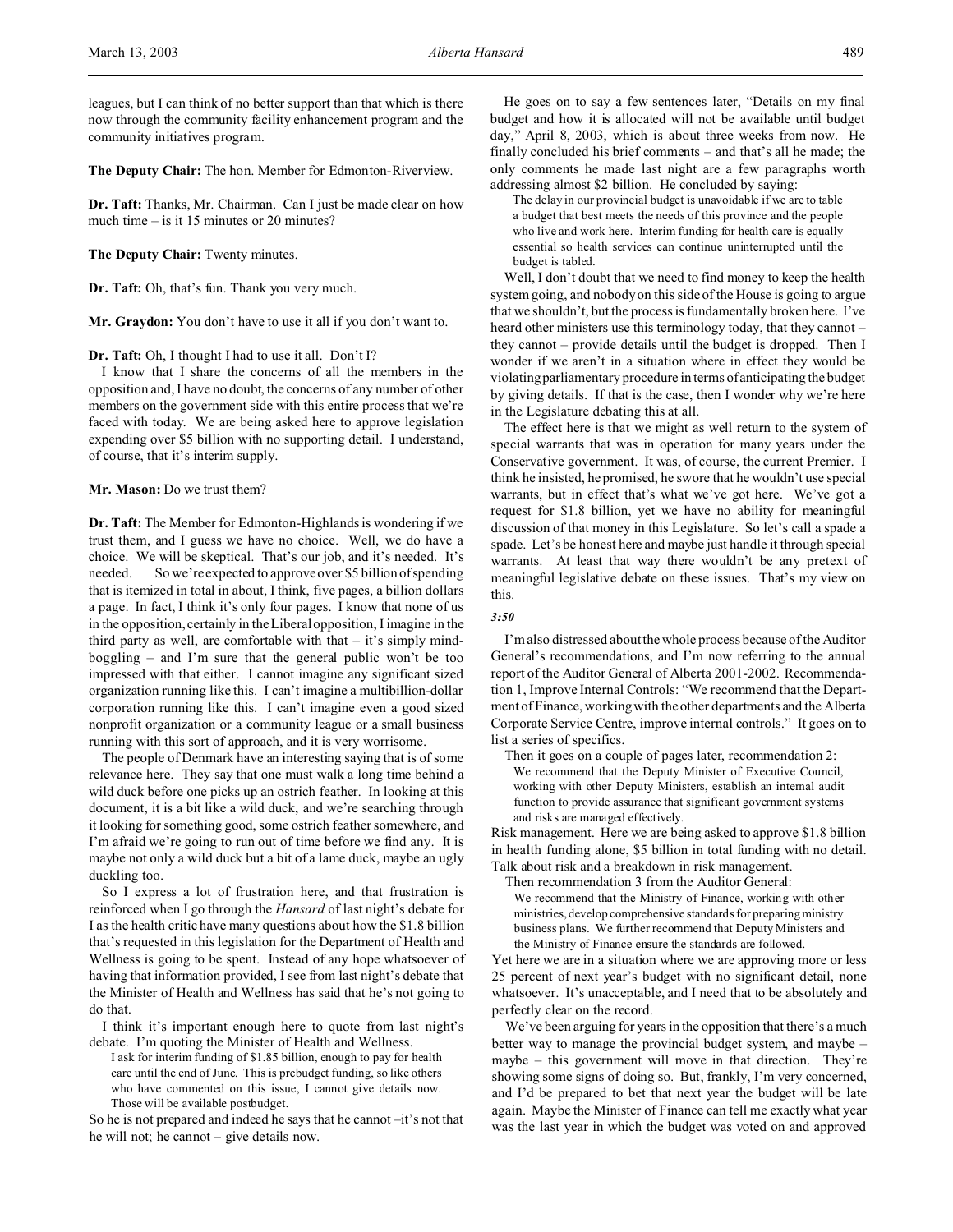leagues, but I can think of no better support than that which is there now through the community facility enhancement program and the community initiatives program.

**The Deputy Chair:** The hon. Member for Edmonton-Riverview.

**Dr. Taft:** Thanks, Mr. Chairman. Can I just be made clear on how much time – is it 15 minutes or 20 minutes?

**The Deputy Chair:** Twenty minutes.

**Dr. Taft:** Oh, that's fun. Thank you very much.

**Mr. Graydon:** You don't have to use it all if you don't want to.

**Dr. Taft:** Oh, I thought I had to use it all. Don't I?

I know that I share the concerns of all the members in the opposition and, I have no doubt, the concerns of any number of other members on the government side with this entire process that we're faced with today. We are being asked here to approve legislation expending over $5 billion with no supporting detail. I understand, of course, that it's interim supply.

**Mr. Mason:** Do we trust them?

**Dr. Taft:** The Member for Edmonton-Highlands is wondering if we trust them, and I guess we have no choice. Well, we do have a choice. We will be skeptical. That's our job, and it's needed. It's needed. So we're expected to approve over $5 billion of spending that is itemized in total in about, I think, five pages, a billion dollars a page. In fact, I think it's only four pages. I know that none of us in the opposition, certainly in the Liberal opposition, I imagine in the third party as well, are comfortable with that – it's simply mind-boggling – and I'm sure that the general public won't be too impressed with that either. I cannot imagine any significant sized organization running like this. I can't imagine a multibillion-dollar corporation running like this. I can't imagine even a good sized nonprofit organization or a community league or a small business running with this sort of approach, and it is very worrisome.

The people of Denmark have an interesting saying that is of some relevance here. They say that one must walk a long time behind a wild duck before one picks up an ostrich feather. In looking at this document, it is a bit like a wild duck, and we're searching through it looking for something good, some ostrich feather somewhere, and I'm afraid we're going to run out of time before we find any. It is maybe not only a wild duck but a bit of a lame duck, maybe an ugly duckling too.

So I express a lot of frustration here, and that frustration is reinforced when I go through the *Hansard* of last night's debate for I as the health critic have many questions about how the $1.8 billion that's requested in this legislation for the Department of Health and Wellness is going to be spent. Instead of any hope whatsoever of having that information provided, I see from last night's debate that the Minister of Health and Wellness has said that he's not going to do that.

I think it's important enough here to quote from last night's debate. I'm quoting the Minister of Health and Wellness.

> I ask for interim funding of $1.85 billion, enough to pay for health care until the end of June. This is prebudget funding, so like others who have commented on this issue, I cannot give details now. Those will be available postbudget.

So he is not prepared and indeed he says that he cannot –it's not that he will not; he cannot – give details now.

He goes on to say a few sentences later, "Details on my final budget and how it is allocated will not be available until budget day," April 8, 2003, which is about three weeks from now. He finally concluded his brief comments – and that's all he made; the only comments he made last night are a few paragraphs worth addressing almost $2 billion. He concluded by saying:

> The delay in our provincial budget is unavoidable if we are to table a budget that best meets the needs of this province and the people who live and work here. Interim funding for health care is equally essential so health services can continue uninterrupted until the budget is tabled.

Well, I don't doubt that we need to find money to keep the health system going, and nobody on this side of the House is going to argue that we shouldn't, but the process is fundamentally broken here. I've heard other ministers use this terminology today, that they cannot – they cannot – provide details until the budget is dropped. Then I wonder if we aren't in a situation where in effect they would be violating parliamentary procedure in terms of anticipating the budget by giving details. If that is the case, then I wonder why we're here in the Legislature debating this at all.

The effect here is that we might as well return to the system of special warrants that was in operation for many years under the Conservative government. It was, of course, the current Premier. I think he insisted, he promised, he swore that he wouldn't use special warrants, but in effect that's what we've got here. We've got a request for $1.8 billion, yet we have no ability for meaningful discussion of that money in this Legislature. So let's call a spade a spade. Let's be honest here and maybe just handle it through special warrants. At least that way there wouldn't be any pretext of meaningful legislative debate on these issues. That's my view on this.

*3:50*

I'm also distressed about the whole process because of the Auditor General's recommendations, and I'm now referring to the annual report of the Auditor General of Alberta 2001-2002. Recommendation 1, Improve Internal Controls: "We recommend that the Department of Finance, working with the other departments and the Alberta Corporate Service Centre, improve internal controls." It goes on to list a series of specifics.

Then it goes on a couple of pages later, recommendation 2:

> We recommend that the Deputy Minister of Executive Council, working with other Deputy Ministers, establish an internal audit function to provide assurance that significant government systems and risks are managed effectively.

Risk management. Here we are being asked to approve $1.8 billion in health funding alone, $5 billion in total funding with no detail. Talk about risk and a breakdown in risk management.

Then recommendation 3 from the Auditor General:

> We recommend that the Ministry of Finance, working with other ministries, develop comprehensive standards for preparing ministry business plans. We further recommend that Deputy Ministers and the Ministry of Finance ensure the standards are followed.

Yet here we are in a situation where we are approving more or less 25 percent of next year's budget with no significant detail, none whatsoever. It's unacceptable, and I need that to be absolutely and perfectly clear on the record.

We've been arguing for years in the opposition that there's a much better way to manage the provincial budget system, and maybe – maybe – this government will move in that direction. They're showing some signs of doing so. But, frankly, I'm very concerned, and I'd be prepared to bet that next year the budget will be late again. Maybe the Minister of Finance can tell me exactly what year was the last year in which the budget was voted on and approved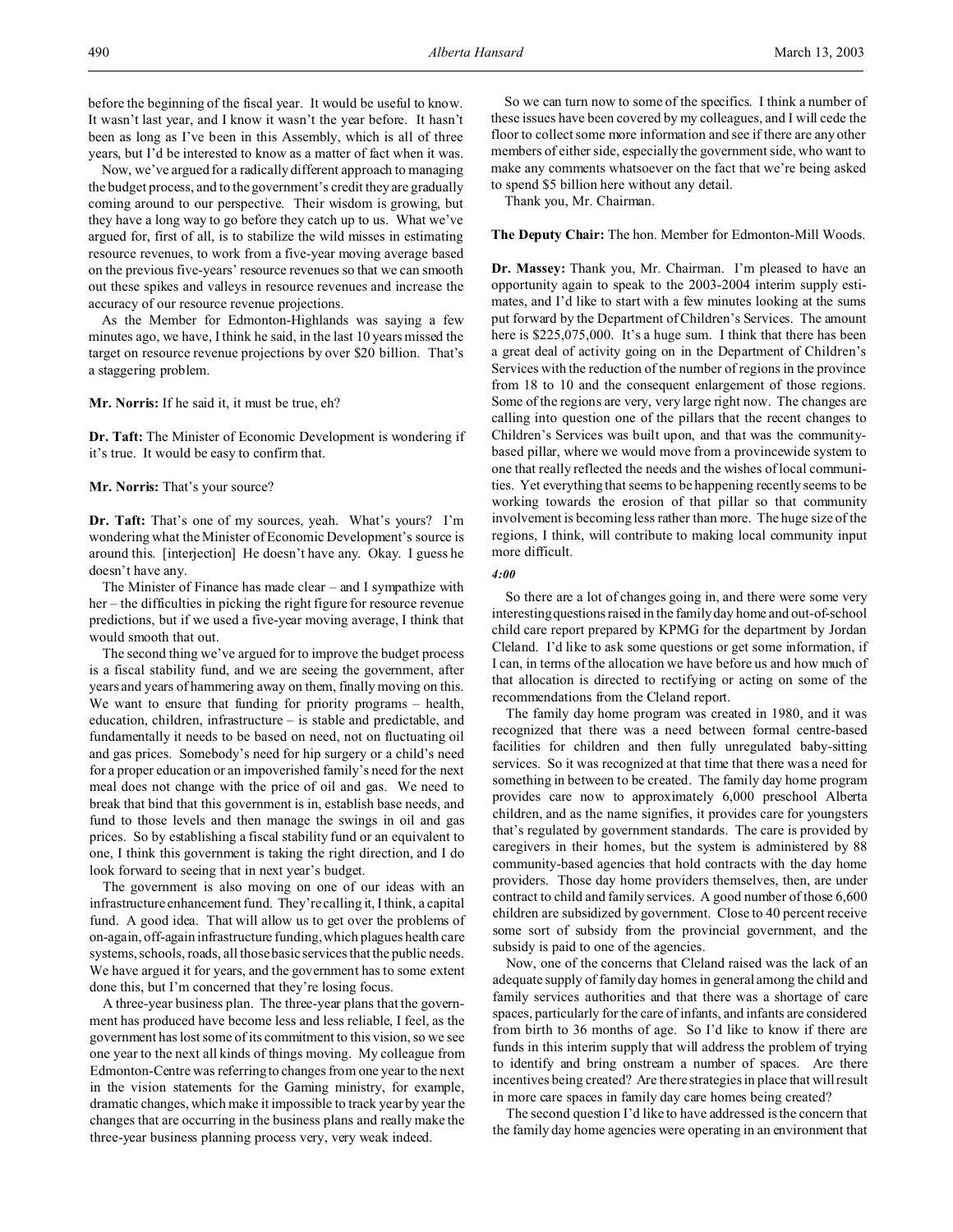before the beginning of the fiscal year. It would be useful to know. It wasn't last year, and I know it wasn't the year before. It hasn't been as long as I've been in this Assembly, which is all of three years, but I'd be interested to know as a matter of fact when it was.

Now, we've argued for a radically different approach to managing the budget process, and to the government's credit they are gradually coming around to our perspective. Their wisdom is growing, but they have a long way to go before they catch up to us. What we've argued for, first of all, is to stabilize the wild misses in estimating resource revenues, to work from a five-year moving average based on the previous five-years' resource revenues so that we can smooth out these spikes and valleys in resource revenues and increase the accuracy of our resource revenue projections.

As the Member for Edmonton-Highlands was saying a few minutes ago, we have, I think he said, in the last 10 years missed the target on resource revenue projections by over $20 billion. That's a staggering problem.

**Mr. Norris:** If he said it, it must be true, eh?

**Dr. Taft:** The Minister of Economic Development is wondering if it's true. It would be easy to confirm that.

**Mr. Norris:** That's your source?

**Dr. Taft:** That's one of my sources, yeah. What's yours? I'm wondering what the Minister of Economic Development's source is around this. [interjection] He doesn't have any. Okay. I guess he doesn't have any.

The Minister of Finance has made clear – and I sympathize with her – the difficulties in picking the right figure for resource revenue predictions, but if we used a five-year moving average, I think that would smooth that out.

The second thing we've argued for to improve the budget process is a fiscal stability fund, and we are seeing the government, after years and years of hammering away on them, finally moving on this. We want to ensure that funding for priority programs – health, education, children, infrastructure – is stable and predictable, and fundamentally it needs to be based on need, not on fluctuating oil and gas prices. Somebody's need for hip surgery or a child's need for a proper education or an impoverished family's need for the next meal does not change with the price of oil and gas. We need to break that bind that this government is in, establish base needs, and fund to those levels and then manage the swings in oil and gas prices. So by establishing a fiscal stability fund or an equivalent to one, I think this government is taking the right direction, and I do look forward to seeing that in next year's budget.

The government is also moving on one of our ideas with an infrastructure enhancement fund. They're calling it, I think, a capital fund. A good idea. That will allow us to get over the problems of on-again, off-again infrastructure funding, which plagues health care systems, schools, roads, all those basic services that the public needs. We have argued it for years, and the government has to some extent done this, but I'm concerned that they're losing focus.

A three-year business plan. The three-year plans that the government has produced have become less and less reliable, I feel, as the government has lost some of its commitment to this vision, so we see one year to the next all kinds of things moving. My colleague from Edmonton-Centre was referring to changes from one year to the next in the vision statements for the Gaming ministry, for example, dramatic changes, which make it impossible to track year by year the changes that are occurring in the business plans and really make the three-year business planning process very, very weak indeed.

So we can turn now to some of the specifics. I think a number of these issues have been covered by my colleagues, and I will cede the floor to collect some more information and see if there are any other members of either side, especially the government side, who want to make any comments whatsoever on the fact that we're being asked to spend $5 billion here without any detail.

Thank you, Mr. Chairman.

**The Deputy Chair:** The hon. Member for Edmonton-Mill Woods.

**Dr. Massey:** Thank you, Mr. Chairman. I'm pleased to have an opportunity again to speak to the 2003-2004 interim supply estimates, and I'd like to start with a few minutes looking at the sums put forward by the Department of Children's Services. The amount here is $225,075,000. It's a huge sum. I think that there has been a great deal of activity going on in the Department of Children's Services with the reduction of the number of regions in the province from 18 to 10 and the consequent enlargement of those regions. Some of the regions are very, very large right now. The changes are calling into question one of the pillars that the recent changes to Children's Services was built upon, and that was the community-based pillar, where we would move from a provincewide system to one that really reflected the needs and the wishes of local communities. Yet everything that seems to be happening recently seems to be working towards the erosion of that pillar so that community involvement is becoming less rather than more. The huge size of the regions, I think, will contribute to making local community input more difficult.

*4:00*

So there are a lot of changes going in, and there were some very interesting questions raised in the family day home and out-of-school child care report prepared by KPMG for the department by Jordan Cleland. I'd like to ask some questions or get some information, if I can, in terms of the allocation we have before us and how much of that allocation is directed to rectifying or acting on some of the recommendations from the Cleland report.

The family day home program was created in 1980, and it was recognized that there was a need between formal centre-based facilities for children and then fully unregulated baby-sitting services. So it was recognized at that time that there was a need for something in between to be created. The family day home program provides care now to approximately 6,000 preschool Alberta children, and as the name signifies, it provides care for youngsters that's regulated by government standards. The care is provided by caregivers in their homes, but the system is administered by 88 community-based agencies that hold contracts with the day home providers. Those day home providers themselves, then, are under contract to child and family services. A good number of those 6,600 children are subsidized by government. Close to 40 percent receive some sort of subsidy from the provincial government, and the subsidy is paid to one of the agencies.

Now, one of the concerns that Cleland raised was the lack of an adequate supply of family day homes in general among the child and family services authorities and that there was a shortage of care spaces, particularly for the care of infants, and infants are considered from birth to 36 months of age. So I'd like to know if there are funds in this interim supply that will address the problem of trying to identify and bring onstream a number of spaces. Are there incentives being created? Are there strategies in place that will result in more care spaces in family day care homes being created?

The second question I'd like to have addressed is the concern that the family day home agencies were operating in an environment that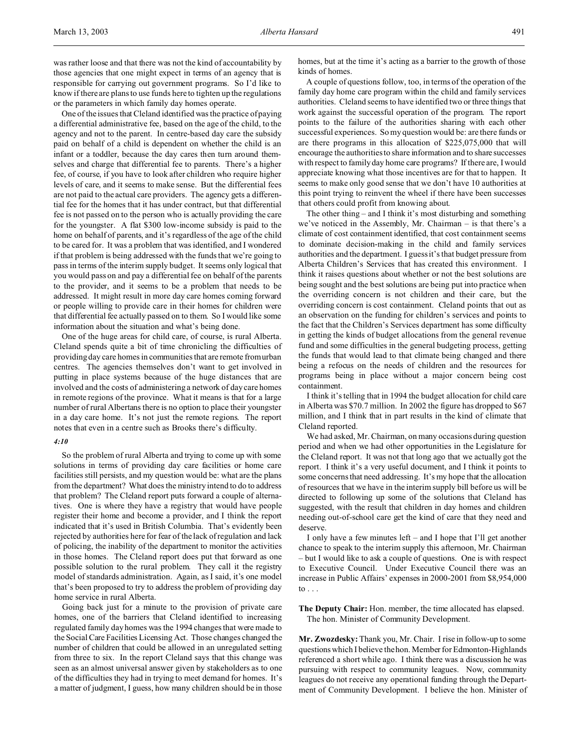was rather loose and that there was not the kind of accountability by those agencies that one might expect in terms of an agency that is responsible for carrying out government programs. So I'd like to know if there are plans to use funds here to tighten up the regulations or the parameters in which family day homes operate.

One of the issues that Cleland identified was the practice of paying a differential administrative fee, based on the age of the child, to the agency and not to the parent. In centre-based day care the subsidy paid on behalf of a child is dependent on whether the child is an infant or a toddler, because the day cares then turn around themselves and charge that differential fee to parents. There's a higher fee, of course, if you have to look after children who require higher levels of care, and it seems to make sense. But the differential fees are not paid to the actual care providers. The agency gets a differential fee for the homes that it has under contract, but that differential fee is not passed on to the person who is actually providing the care for the youngster. A flat $300 low-income subsidy is paid to the home on behalf of parents, and it's regardless of the age of the child to be cared for. It was a problem that was identified, and I wondered if that problem is being addressed with the funds that we're going to pass in terms of the interim supply budget. It seems only logical that you would pass on and pay a differential fee on behalf of the parents to the provider, and it seems to be a problem that needs to be addressed. It might result in more day care homes coming forward or people willing to provide care in their homes for children were that differential fee actually passed on to them. So I would like some information about the situation and what's being done.

One of the huge areas for child care, of course, is rural Alberta. Cleland spends quite a bit of time chronicling the difficulties of providing day care homes in communities that are remote from urban centres. The agencies themselves don't want to get involved in putting in place systems because of the huge distances that are involved and the costs of administering a network of day care homes in remote regions of the province. What it means is that for a large number of rural Albertans there is no option to place their youngster in a day care home. It's not just the remote regions. The report notes that even in a centre such as Brooks there's difficulty.

*4:10*

So the problem of rural Alberta and trying to come up with some solutions in terms of providing day care facilities or home care facilities still persists, and my question would be: what are the plans from the department? What does the ministry intend to do to address that problem? The Cleland report puts forward a couple of alternatives. One is where they have a registry that would have people register their home and become a provider, and I think the report indicated that it's used in British Columbia. That's evidently been rejected by authorities here for fear of the lack of regulation and lack of policing, the inability of the department to monitor the activities in those homes. The Cleland report does put that forward as one possible solution to the rural problem. They call it the registry model of standards administration. Again, as I said, it's one model that's been proposed to try to address the problem of providing day home service in rural Alberta.

Going back just for a minute to the provision of private care homes, one of the barriers that Cleland identified to increasing regulated family day homes was the 1994 changes that were made to the Social Care Facilities Licensing Act. Those changes changed the number of children that could be allowed in an unregulated setting from three to six. In the report Cleland says that this change was seen as an almost universal answer given by stakeholders as to one of the difficulties they had in trying to meet demand for homes. It's a matter of judgment, I guess, how many children should be in those homes, but at the time it's acting as a barrier to the growth of those kinds of homes.

A couple of questions follow, too, in terms of the operation of the family day home care program within the child and family services authorities. Cleland seems to have identified two or three things that work against the successful operation of the program. The report points to the failure of the authorities sharing with each other successful experiences. So my question would be: are there funds or are there programs in this allocation of $225,075,000 that will encourage the authorities to share information and to share successes with respect to family day home care programs? If there are, I would appreciate knowing what those incentives are for that to happen. It seems to make only good sense that we don't have 10 authorities at this point trying to reinvent the wheel if there have been successes that others could profit from knowing about.

The other thing – and I think it's most disturbing and something we've noticed in the Assembly, Mr. Chairman – is that there's a climate of cost containment identified, that cost containment seems to dominate decision-making in the child and family services authorities and the department. I guess it's that budget pressure from Alberta Children's Services that has created this environment. I think it raises questions about whether or not the best solutions are being sought and the best solutions are being put into practice when the overriding concern is not children and their care, but the overriding concern is cost containment. Cleland points that out as an observation on the funding for children's services and points to the fact that the Children's Services department has some difficulty in getting the kinds of budget allocations from the general revenue fund and some difficulties in the general budgeting process, getting the funds that would lead to that climate being changed and there being a refocus on the needs of children and the resources for programs being in place without a major concern being cost containment.

I think it's telling that in 1994 the budget allocation for child care in Alberta was $70.7 million. In 2002 the figure has dropped to $67 million, and I think that in part results in the kind of climate that Cleland reported.

We had asked, Mr. Chairman, on many occasions during question period and when we had other opportunities in the Legislature for the Cleland report. It was not that long ago that we actually got the report. I think it's a very useful document, and I think it points to some concerns that need addressing. It's my hope that the allocation of resources that we have in the interim supply bill before us will be directed to following up some of the solutions that Cleland has suggested, with the result that children in day homes and children needing out-of-school care get the kind of care that they need and deserve.

I only have a few minutes left – and I hope that I'll get another chance to speak to the interim supply this afternoon, Mr. Chairman – but I would like to ask a couple of questions. One is with respect to Executive Council. Under Executive Council there was an increase in Public Affairs' expenses in 2000-2001 from $8,954,000 to . . .

**The Deputy Chair:** Hon. member, the time allocated has elapsed.
The hon. Minister of Community Development.

**Mr. Zwozdesky:** Thank you, Mr. Chair. I rise in follow-up to some questions which I believe the hon. Member for Edmonton-Highlands referenced a short while ago. I think there was a discussion he was pursuing with respect to community leagues. Now, community leagues do not receive any operational funding through the Department of Community Development. I believe the hon. Minister of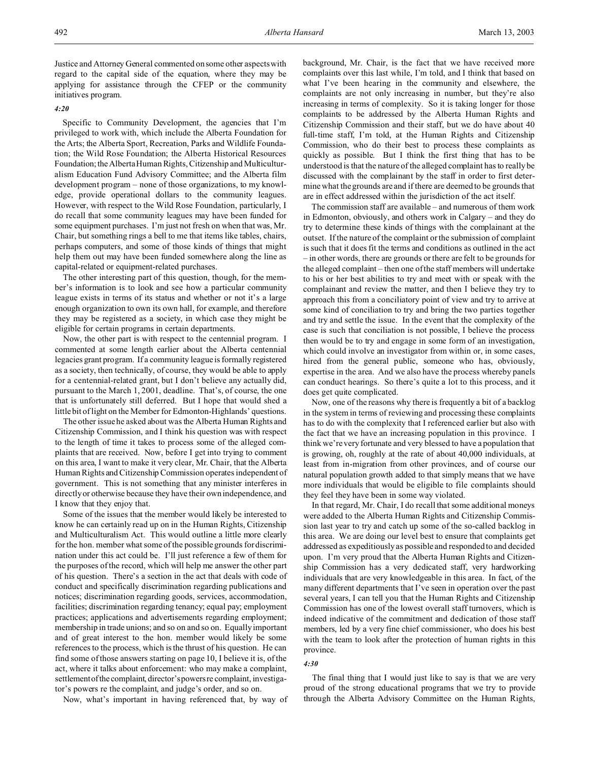Justice and Attorney General commented on some other aspects with regard to the capital side of the equation, where they may be applying for assistance through the CFEP or the community initiatives program.

*4:20*

Specific to Community Development, the agencies that I'm privileged to work with, which include the Alberta Foundation for the Arts; the Alberta Sport, Recreation, Parks and Wildlife Foundation; the Wild Rose Foundation; the Alberta Historical Resources Foundation; the Alberta Human Rights, Citizenship and Multiculturalism Education Fund Advisory Committee; and the Alberta film development program – none of those organizations, to my knowledge, provide operational dollars to the community leagues. However, with respect to the Wild Rose Foundation, particularly, I do recall that some community leagues may have been funded for some equipment purchases. I'm just not fresh on when that was, Mr. Chair, but something rings a bell to me that items like tables, chairs, perhaps computers, and some of those kinds of things that might help them out may have been funded somewhere along the line as capital-related or equipment-related purchases.

The other interesting part of this question, though, for the member's information is to look and see how a particular community league exists in terms of its status and whether or not it's a large enough organization to own its own hall, for example, and therefore they may be registered as a society, in which case they might be eligible for certain programs in certain departments.

Now, the other part is with respect to the centennial program. I commented at some length earlier about the Alberta centennial legacies grant program. If a community league is formally registered as a society, then technically, of course, they would be able to apply for a centennial-related grant, but I don't believe any actually did, pursuant to the March 1, 2001, deadline. That's, of course, the one that is unfortunately still deferred. But I hope that would shed a little bit of light on the Member for Edmonton-Highlands' questions.

The other issue he asked about was the Alberta Human Rights and Citizenship Commission, and I think his question was with respect to the length of time it takes to process some of the alleged complaints that are received. Now, before I get into trying to comment on this area, I want to make it very clear, Mr. Chair, that the Alberta Human Rights and Citizenship Commission operates independent of government. This is not something that any minister interferes in directly or otherwise because they have their own independence, and I know that they enjoy that.

Some of the issues that the member would likely be interested to know he can certainly read up on in the Human Rights, Citizenship and Multiculturalism Act. This would outline a little more clearly for the hon. member what some of the possible grounds for discrimination under this act could be. I'll just reference a few of them for the purposes of the record, which will help me answer the other part of his question. There's a section in the act that deals with code of conduct and specifically discrimination regarding publications and notices; discrimination regarding goods, services, accommodation, facilities; discrimination regarding tenancy; equal pay; employment practices; applications and advertisements regarding employment; membership in trade unions; and so on and so on. Equally important and of great interest to the hon. member would likely be some references to the process, which is the thrust of his question. He can find some of those answers starting on page 10, I believe it is, of the act, where it talks about enforcement: who may make a complaint, settlement of the complaint, director's powers re complaint, investigator's powers re the complaint, and judge's order, and so on.

Now, what's important in having referenced that, by way of background, Mr. Chair, is the fact that we have received more complaints over this last while, I'm told, and I think that based on what I've been hearing in the community and elsewhere, the complaints are not only increasing in number, but they're also increasing in terms of complexity. So it is taking longer for those complaints to be addressed by the Alberta Human Rights and Citizenship Commission and their staff, but we do have about 40 full-time staff, I'm told, at the Human Rights and Citizenship Commission, who do their best to process these complaints as quickly as possible. But I think the first thing that has to be understood is that the nature of the alleged complaint has to really be discussed with the complainant by the staff in order to first determine what the grounds are and if there are deemed to be grounds that are in effect addressed within the jurisdiction of the act itself.

The commission staff are available – and numerous of them work in Edmonton, obviously, and others work in Calgary – and they do try to determine these kinds of things with the complainant at the outset. If the nature of the complaint or the submission of complaint is such that it does fit the terms and conditions as outlined in the act – in other words, there are grounds or there are felt to be grounds for the alleged complaint – then one of the staff members will undertake to his or her best abilities to try and meet with or speak with the complainant and review the matter, and then I believe they try to approach this from a conciliatory point of view and try to arrive at some kind of conciliation to try and bring the two parties together and try and settle the issue. In the event that the complexity of the case is such that conciliation is not possible, I believe the process then would be to try and engage in some form of an investigation, which could involve an investigator from within or, in some cases, hired from the general public, someone who has, obviously, expertise in the area. And we also have the process whereby panels can conduct hearings. So there's quite a lot to this process, and it does get quite complicated.

Now, one of the reasons why there is frequently a bit of a backlog in the system in terms of reviewing and processing these complaints has to do with the complexity that I referenced earlier but also with the fact that we have an increasing population in this province. I think we're very fortunate and very blessed to have a population that is growing, oh, roughly at the rate of about 40,000 individuals, at least from in-migration from other provinces, and of course our natural population growth added to that simply means that we have more individuals that would be eligible to file complaints should they feel they have been in some way violated.

In that regard, Mr. Chair, I do recall that some additional moneys were added to the Alberta Human Rights and Citizenship Commission last year to try and catch up some of the so-called backlog in this area. We are doing our level best to ensure that complaints get addressed as expeditiously as possible and responded to and decided upon. I'm very proud that the Alberta Human Rights and Citizenship Commission has a very dedicated staff, very hardworking individuals that are very knowledgeable in this area. In fact, of the many different departments that I've seen in operation over the past several years, I can tell you that the Human Rights and Citizenship Commission has one of the lowest overall staff turnovers, which is indeed indicative of the commitment and dedication of those staff members, led by a very fine chief commissioner, who does his best with the team to look after the protection of human rights in this province.

*4:30*

The final thing that I would just like to say is that we are very proud of the strong educational programs that we try to provide through the Alberta Advisory Committee on the Human Rights,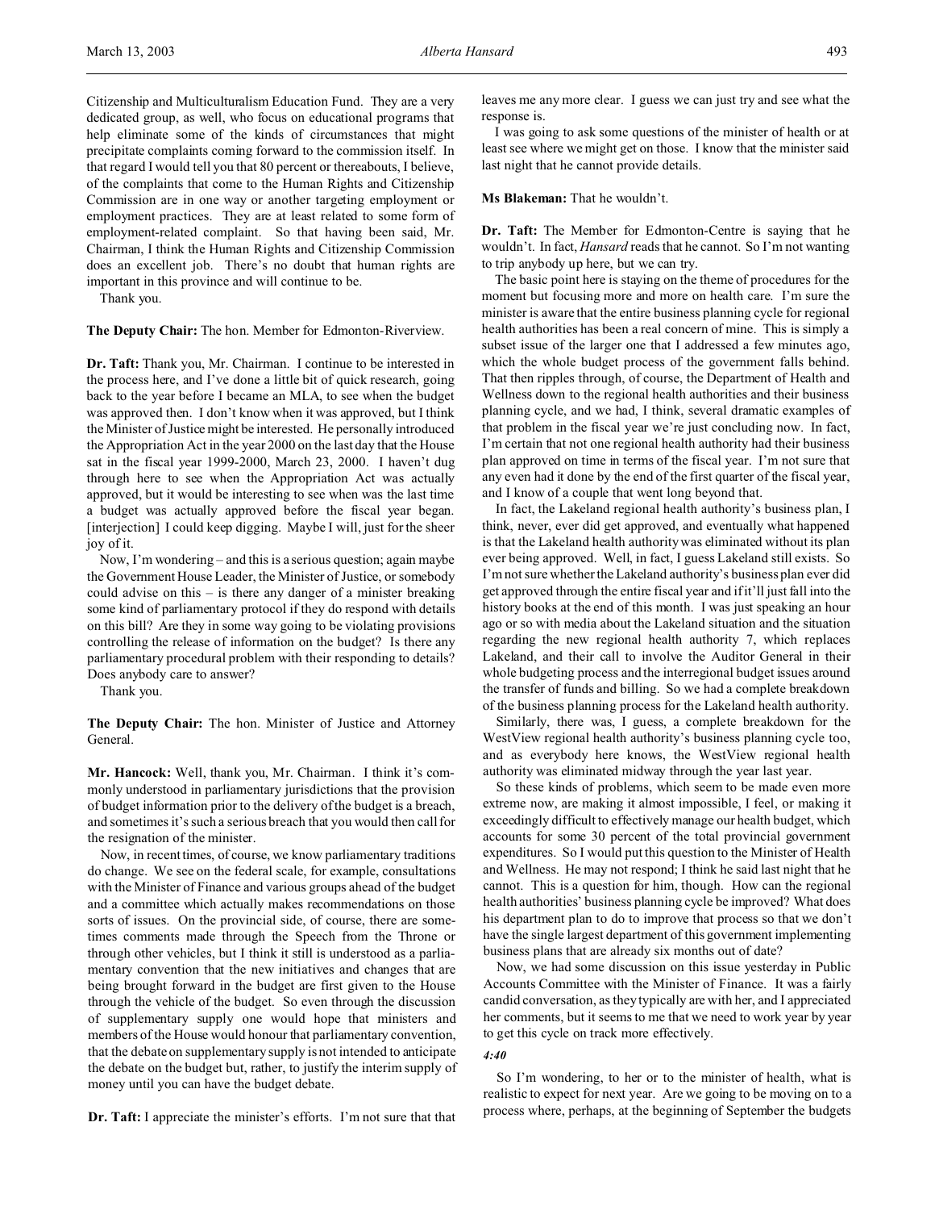Citizenship and Multiculturalism Education Fund. They are a very dedicated group, as well, who focus on educational programs that help eliminate some of the kinds of circumstances that might precipitate complaints coming forward to the commission itself. In that regard I would tell you that 80 percent or thereabouts, I believe, of the complaints that come to the Human Rights and Citizenship Commission are in one way or another targeting employment or employment practices. They are at least related to some form of employment-related complaint. So that having been said, Mr. Chairman, I think the Human Rights and Citizenship Commission does an excellent job. There's no doubt that human rights are important in this province and will continue to be.

Thank you.

**The Deputy Chair:** The hon. Member for Edmonton-Riverview.

**Dr. Taft:** Thank you, Mr. Chairman. I continue to be interested in the process here, and I've done a little bit of quick research, going back to the year before I became an MLA, to see when the budget was approved then. I don't know when it was approved, but I think the Minister of Justice might be interested. He personally introduced the Appropriation Act in the year 2000 on the last day that the House sat in the fiscal year 1999-2000, March 23, 2000. I haven't dug through here to see when the Appropriation Act was actually approved, but it would be interesting to see when was the last time a budget was actually approved before the fiscal year began. [interjection] I could keep digging. Maybe I will, just for the sheer joy of it.

Now, I'm wondering – and this is a serious question; again maybe the Government House Leader, the Minister of Justice, or somebody could advise on this – is there any danger of a minister breaking some kind of parliamentary protocol if they do respond with details on this bill? Are they in some way going to be violating provisions controlling the release of information on the budget? Is there any parliamentary procedural problem with their responding to details? Does anybody care to answer?

Thank you.

**The Deputy Chair:** The hon. Minister of Justice and Attorney General.

**Mr. Hancock:** Well, thank you, Mr. Chairman. I think it's commonly understood in parliamentary jurisdictions that the provision of budget information prior to the delivery of the budget is a breach, and sometimes it's such a serious breach that you would then call for the resignation of the minister.

Now, in recent times, of course, we know parliamentary traditions do change. We see on the federal scale, for example, consultations with the Minister of Finance and various groups ahead of the budget and a committee which actually makes recommendations on those sorts of issues. On the provincial side, of course, there are sometimes comments made through the Speech from the Throne or through other vehicles, but I think it still is understood as a parliamentary convention that the new initiatives and changes that are being brought forward in the budget are first given to the House through the vehicle of the budget. So even through the discussion of supplementary supply one would hope that ministers and members of the House would honour that parliamentary convention, that the debate on supplementary supply is not intended to anticipate the debate on the budget but, rather, to justify the interim supply of money until you can have the budget debate.

**Dr. Taft:** I appreciate the minister's efforts. I'm not sure that that leaves me any more clear. I guess we can just try and see what the response is.

I was going to ask some questions of the minister of health or at least see where we might get on those. I know that the minister said last night that he cannot provide details.

**Ms Blakeman:** That he wouldn't.

**Dr. Taft:** The Member for Edmonton-Centre is saying that he wouldn't. In fact, *Hansard* reads that he cannot. So I'm not wanting to trip anybody up here, but we can try.

The basic point here is staying on the theme of procedures for the moment but focusing more and more on health care. I'm sure the minister is aware that the entire business planning cycle for regional health authorities has been a real concern of mine. This is simply a subset issue of the larger one that I addressed a few minutes ago, which the whole budget process of the government falls behind. That then ripples through, of course, the Department of Health and Wellness down to the regional health authorities and their business planning cycle, and we had, I think, several dramatic examples of that problem in the fiscal year we're just concluding now. In fact, I'm certain that not one regional health authority had their business plan approved on time in terms of the fiscal year. I'm not sure that any even had it done by the end of the first quarter of the fiscal year, and I know of a couple that went long beyond that.

In fact, the Lakeland regional health authority's business plan, I think, never, ever did get approved, and eventually what happened is that the Lakeland health authority was eliminated without its plan ever being approved. Well, in fact, I guess Lakeland still exists. So I'm not sure whether the Lakeland authority's business plan ever did get approved through the entire fiscal year and if it'll just fall into the history books at the end of this month. I was just speaking an hour ago or so with media about the Lakeland situation and the situation regarding the new regional health authority 7, which replaces Lakeland, and their call to involve the Auditor General in their whole budgeting process and the interregional budget issues around the transfer of funds and billing. So we had a complete breakdown of the business planning process for the Lakeland health authority.

Similarly, there was, I guess, a complete breakdown for the WestView regional health authority's business planning cycle too, and as everybody here knows, the WestView regional health authority was eliminated midway through the year last year.

So these kinds of problems, which seem to be made even more extreme now, are making it almost impossible, I feel, or making it exceedingly difficult to effectively manage our health budget, which accounts for some 30 percent of the total provincial government expenditures. So I would put this question to the Minister of Health and Wellness. He may not respond; I think he said last night that he cannot. This is a question for him, though. How can the regional health authorities' business planning cycle be improved? What does his department plan to do to improve that process so that we don't have the single largest department of this government implementing business plans that are already six months out of date?

Now, we had some discussion on this issue yesterday in Public Accounts Committee with the Minister of Finance. It was a fairly candid conversation, as they typically are with her, and I appreciated her comments, but it seems to me that we need to work year by year to get this cycle on track more effectively.

*4:40*

So I'm wondering, to her or to the minister of health, what is realistic to expect for next year. Are we going to be moving on to a process where, perhaps, at the beginning of September the budgets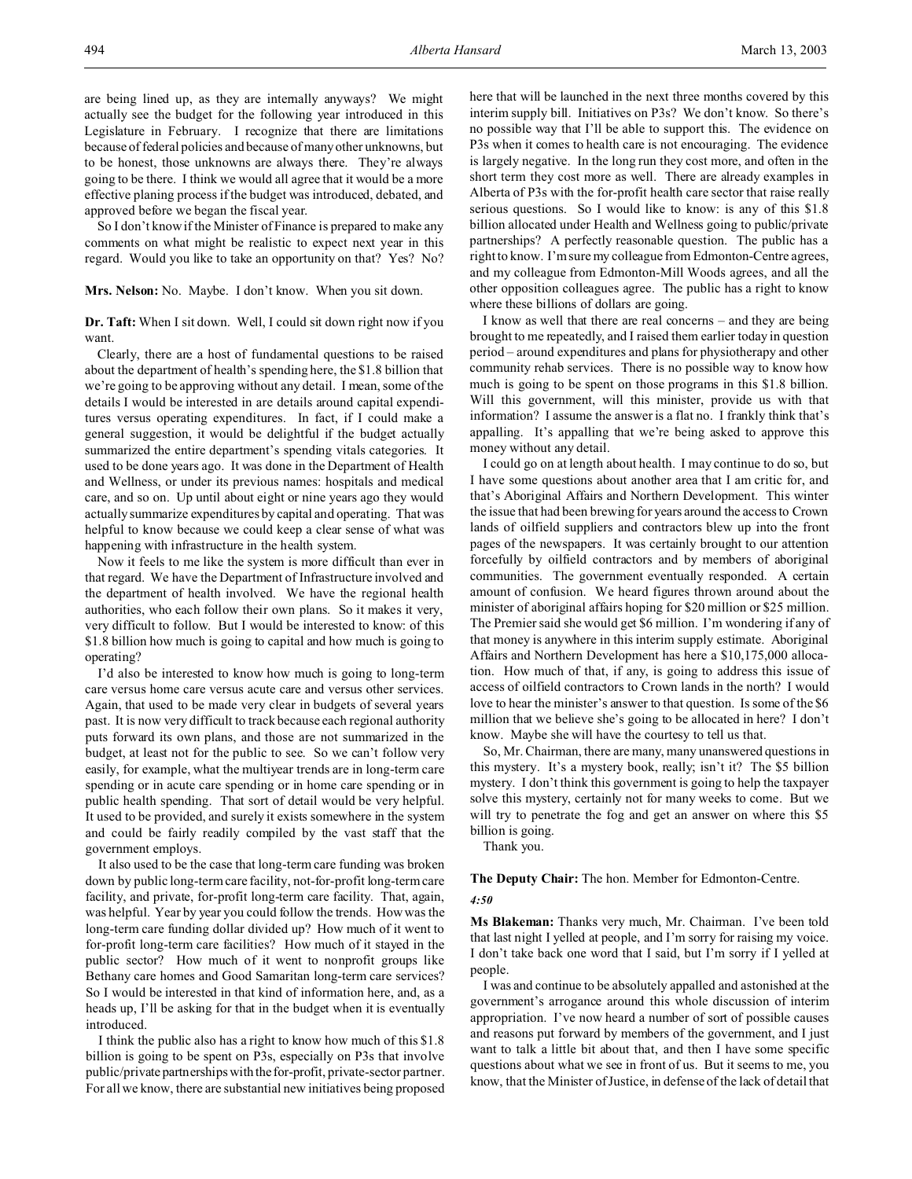are being lined up, as they are internally anyways? We might actually see the budget for the following year introduced in this Legislature in February. I recognize that there are limitations because of federal policies and because of many other unknowns, but to be honest, those unknowns are always there. They're always going to be there. I think we would all agree that it would be a more effective planing process if the budget was introduced, debated, and approved before we began the fiscal year.

So I don't know if the Minister of Finance is prepared to make any comments on what might be realistic to expect next year in this regard. Would you like to take an opportunity on that? Yes? No?

**Mrs. Nelson:** No. Maybe. I don't know. When you sit down.

**Dr. Taft:** When I sit down. Well, I could sit down right now if you want.

Clearly, there are a host of fundamental questions to be raised about the department of health's spending here, the $1.8 billion that we're going to be approving without any detail. I mean, some of the details I would be interested in are details around capital expenditures versus operating expenditures. In fact, if I could make a general suggestion, it would be delightful if the budget actually summarized the entire department's spending vitals categories. It used to be done years ago. It was done in the Department of Health and Wellness, or under its previous names: hospitals and medical care, and so on. Up until about eight or nine years ago they would actually summarize expenditures by capital and operating. That was helpful to know because we could keep a clear sense of what was happening with infrastructure in the health system.

Now it feels to me like the system is more difficult than ever in that regard. We have the Department of Infrastructure involved and the department of health involved. We have the regional health authorities, who each follow their own plans. So it makes it very, very difficult to follow. But I would be interested to know: of this $1.8 billion how much is going to capital and how much is going to operating?

I'd also be interested to know how much is going to long-term care versus home care versus acute care and versus other services. Again, that used to be made very clear in budgets of several years past. It is now very difficult to track because each regional authority puts forward its own plans, and those are not summarized in the budget, at least not for the public to see. So we can't follow very easily, for example, what the multiyear trends are in long-term care spending or in acute care spending or in home care spending or in public health spending. That sort of detail would be very helpful. It used to be provided, and surely it exists somewhere in the system and could be fairly readily compiled by the vast staff that the government employs.

It also used to be the case that long-term care funding was broken down by public long-term care facility, not-for-profit long-term care facility, and private, for-profit long-term care facility. That, again, was helpful. Year by year you could follow the trends. How was the long-term care funding dollar divided up? How much of it went to for-profit long-term care facilities? How much of it stayed in the public sector? How much of it went to nonprofit groups like Bethany care homes and Good Samaritan long-term care services? So I would be interested in that kind of information here, and, as a heads up, I'll be asking for that in the budget when it is eventually introduced.

I think the public also has a right to know how much of this $1.8 billion is going to be spent on P3s, especially on P3s that involve public/private partnerships with the for-profit, private-sector partner. For all we know, there are substantial new initiatives being proposed here that will be launched in the next three months covered by this interim supply bill. Initiatives on P3s? We don't know. So there's no possible way that I'll be able to support this. The evidence on P3s when it comes to health care is not encouraging. The evidence is largely negative. In the long run they cost more, and often in the short term they cost more as well. There are already examples in Alberta of P3s with the for-profit health care sector that raise really serious questions. So I would like to know: is any of this $1.8 billion allocated under Health and Wellness going to public/private partnerships? A perfectly reasonable question. The public has a right to know. I'm sure my colleague from Edmonton-Centre agrees, and my colleague from Edmonton-Mill Woods agrees, and all the other opposition colleagues agree. The public has a right to know where these billions of dollars are going.

I know as well that there are real concerns – and they are being brought to me repeatedly, and I raised them earlier today in question period – around expenditures and plans for physiotherapy and other community rehab services. There is no possible way to know how much is going to be spent on those programs in this $1.8 billion. Will this government, will this minister, provide us with that information? I assume the answer is a flat no. I frankly think that's appalling. It's appalling that we're being asked to approve this money without any detail.

I could go on at length about health. I may continue to do so, but I have some questions about another area that I am critic for, and that's Aboriginal Affairs and Northern Development. This winter the issue that had been brewing for years around the access to Crown lands of oilfield suppliers and contractors blew up into the front pages of the newspapers. It was certainly brought to our attention forcefully by oilfield contractors and by members of aboriginal communities. The government eventually responded. A certain amount of confusion. We heard figures thrown around about the minister of aboriginal affairs hoping for $20 million or $25 million. The Premier said she would get $6 million. I'm wondering if any of that money is anywhere in this interim supply estimate. Aboriginal Affairs and Northern Development has here a $10,175,000 allocation. How much of that, if any, is going to address this issue of access of oilfield contractors to Crown lands in the north? I would love to hear the minister's answer to that question. Is some of the $6 million that we believe she's going to be allocated in here? I don't know. Maybe she will have the courtesy to tell us that.

So, Mr. Chairman, there are many, many unanswered questions in this mystery. It's a mystery book, really; isn't it? The $5 billion mystery. I don't think this government is going to help the taxpayer solve this mystery, certainly not for many weeks to come. But we will try to penetrate the fog and get an answer on where this $5 billion is going.

Thank you.

**The Deputy Chair:** The hon. Member for Edmonton-Centre.

*4:50*

**Ms Blakeman:** Thanks very much, Mr. Chairman. I've been told that last night I yelled at people, and I'm sorry for raising my voice. I don't take back one word that I said, but I'm sorry if I yelled at people.

I was and continue to be absolutely appalled and astonished at the government's arrogance around this whole discussion of interim appropriation. I've now heard a number of sort of possible causes and reasons put forward by members of the government, and I just want to talk a little bit about that, and then I have some specific questions about what we see in front of us. But it seems to me, you know, that the Minister of Justice, in defense of the lack of detail that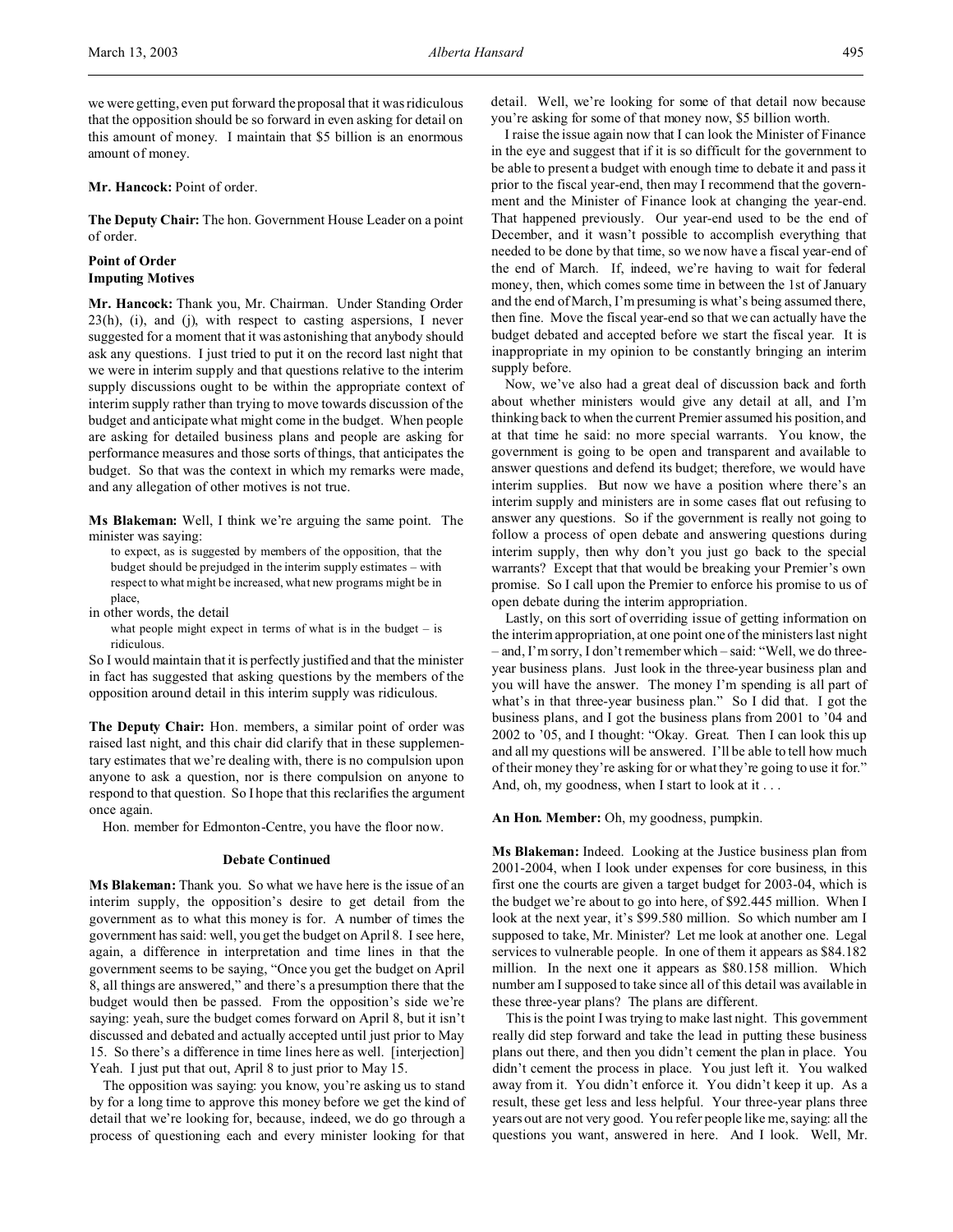we were getting, even put forward the proposal that it was ridiculous that the opposition should be so forward in even asking for detail on this amount of money. I maintain that $5 billion is an enormous amount of money.

**Mr. Hancock:** Point of order.

**The Deputy Chair:** The hon. Government House Leader on a point of order.

### Point of Order
### Imputing Motives

**Mr. Hancock:** Thank you, Mr. Chairman. Under Standing Order 23(h), (i), and (j), with respect to casting aspersions, I never suggested for a moment that it was astonishing that anybody should ask any questions. I just tried to put it on the record last night that we were in interim supply and that questions relative to the interim supply discussions ought to be within the appropriate context of interim supply rather than trying to move towards discussion of the budget and anticipate what might come in the budget. When people are asking for detailed business plans and people are asking for performance measures and those sorts of things, that anticipates the budget. So that was the context in which my remarks were made, and any allegation of other motives is not true.

**Ms Blakeman:** Well, I think we're arguing the same point. The minister was saying:

> to expect, as is suggested by members of the opposition, that the budget should be prejudged in the interim supply estimates – with respect to what might be increased, what new programs might be in place,

in other words, the detail

> what people might expect in terms of what is in the budget – is ridiculous.

So I would maintain that it is perfectly justified and that the minister in fact has suggested that asking questions by the members of the opposition around detail in this interim supply was ridiculous.

**The Deputy Chair:** Hon. members, a similar point of order was raised last night, and this chair did clarify that in these supplementary estimates that we're dealing with, there is no compulsion upon anyone to ask a question, nor is there compulsion on anyone to respond to that question. So I hope that this reclarifies the argument once again.

Hon. member for Edmonton-Centre, you have the floor now.

### Debate Continued

**Ms Blakeman:** Thank you. So what we have here is the issue of an interim supply, the opposition's desire to get detail from the government as to what this money is for. A number of times the government has said: well, you get the budget on April 8. I see here, again, a difference in interpretation and time lines in that the government seems to be saying, "Once you get the budget on April 8, all things are answered," and there's a presumption there that the budget would then be passed. From the opposition's side we're saying: yeah, sure the budget comes forward on April 8, but it isn't discussed and debated and actually accepted until just prior to May 15. So there's a difference in time lines here as well. [interjection] Yeah. I just put that out, April 8 to just prior to May 15.

The opposition was saying: you know, you're asking us to stand by for a long time to approve this money before we get the kind of detail that we're looking for, because, indeed, we do go through a process of questioning each and every minister looking for that detail. Well, we're looking for some of that detail now because you're asking for some of that money now, $5 billion worth.

I raise the issue again now that I can look the Minister of Finance in the eye and suggest that if it is so difficult for the government to be able to present a budget with enough time to debate it and pass it prior to the fiscal year-end, then may I recommend that the government and the Minister of Finance look at changing the year-end. That happened previously. Our year-end used to be the end of December, and it wasn't possible to accomplish everything that needed to be done by that time, so we now have a fiscal year-end of the end of March. If, indeed, we're having to wait for federal money, then, which comes some time in between the 1st of January and the end of March, I'm presuming is what's being assumed there, then fine. Move the fiscal year-end so that we can actually have the budget debated and accepted before we start the fiscal year. It is inappropriate in my opinion to be constantly bringing an interim supply before.

Now, we've also had a great deal of discussion back and forth about whether ministers would give any detail at all, and I'm thinking back to when the current Premier assumed his position, and at that time he said: no more special warrants. You know, the government is going to be open and transparent and available to answer questions and defend its budget; therefore, we would have interim supplies. But now we have a position where there's an interim supply and ministers are in some cases flat out refusing to answer any questions. So if the government is really not going to follow a process of open debate and answering questions during interim supply, then why don't you just go back to the special warrants? Except that that would be breaking your Premier's own promise. So I call upon the Premier to enforce his promise to us of open debate during the interim appropriation.

Lastly, on this sort of overriding issue of getting information on the interim appropriation, at one point one of the ministers last night – and, I'm sorry, I don't remember which – said: "Well, we do three-year business plans. Just look in the three-year business plan and you will have the answer. The money I'm spending is all part of what's in that three-year business plan." So I did that. I got the business plans, and I got the business plans from 2001 to '04 and 2002 to '05, and I thought: "Okay. Great. Then I can look this up and all my questions will be answered. I'll be able to tell how much of their money they're asking for or what they're going to use it for." And, oh, my goodness, when I start to look at it . . .

**An Hon. Member:** Oh, my goodness, pumpkin.

**Ms Blakeman:** Indeed. Looking at the Justice business plan from 2001-2004, when I look under expenses for core business, in this first one the courts are given a target budget for 2003-04, which is the budget we're about to go into here, of $92.445 million. When I look at the next year, it's $99.580 million. So which number am I supposed to take, Mr. Minister? Let me look at another one. Legal services to vulnerable people. In one of them it appears as $84.182 million. In the next one it appears as $80.158 million. Which number am I supposed to take since all of this detail was available in these three-year plans? The plans are different.

This is the point I was trying to make last night. This government really did step forward and take the lead in putting these business plans out there, and then you didn't cement the plan in place. You didn't cement the process in place. You just left it. You walked away from it. You didn't enforce it. You didn't keep it up. As a result, these get less and less helpful. Your three-year plans three years out are not very good. You refer people like me, saying: all the questions you want, answered in here. And I look. Well, Mr.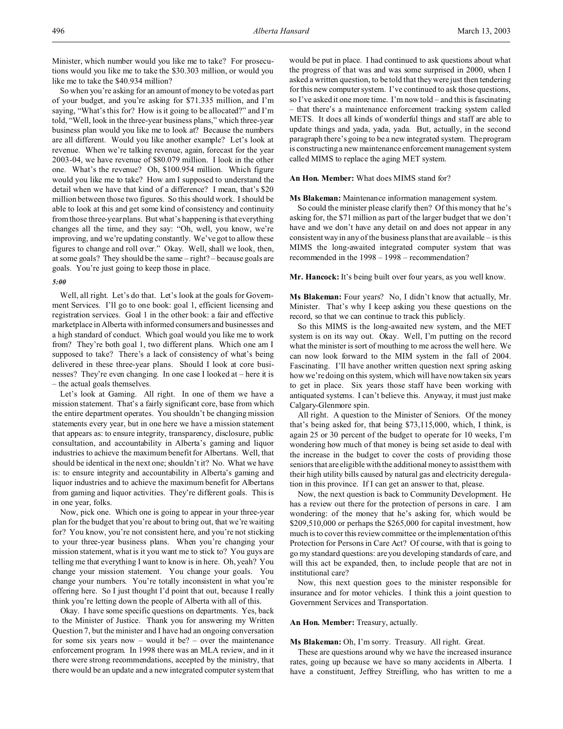Minister, which number would you like me to take? For prosecutions would you like me to take the $30.303 million, or would you like me to take the $40.934 million?

So when you're asking for an amount of money to be voted as part of your budget, and you're asking for $71.335 million, and I'm saying, "What's this for? How is it going to be allocated?" and I'm told, "Well, look in the three-year business plans," which three-year business plan would you like me to look at? Because the numbers are all different. Would you like another example? Let's look at revenue. When we're talking revenue, again, forecast for the year 2003-04, we have revenue of $80.079 million. I look in the other one. What's the revenue? Oh, $100.954 million. Which figure would you like me to take? How am I supposed to understand the detail when we have that kind of a difference? I mean, that's $20 million between those two figures. So this should work. I should be able to look at this and get some kind of consistency and continuity from those three-year plans. But what's happening is that everything changes all the time, and they say: "Oh, well, you know, we're improving, and we're updating constantly. We've got to allow these figures to change and roll over." Okay. Well, shall we look, then, at some goals? They should be the same – right? – because goals are goals. You're just going to keep those in place.

*5:00*

Well, all right. Let's do that. Let's look at the goals for Government Services. I'll go to one book: goal 1, efficient licensing and registration services. Goal 1 in the other book: a fair and effective marketplace in Alberta with informed consumers and businesses and a high standard of conduct. Which goal would you like me to work from? They're both goal 1, two different plans. Which one am I supposed to take? There's a lack of consistency of what's being delivered in these three-year plans. Should I look at core businesses? They're even changing. In one case I looked at – here it is – the actual goals themselves.

Let's look at Gaming. All right. In one of them we have a mission statement. That's a fairly significant core, base from which the entire department operates. You shouldn't be changing mission statements every year, but in one here we have a mission statement that appears as: to ensure integrity, transparency, disclosure, public consultation, and accountability in Alberta's gaming and liquor industries to achieve the maximum benefit for Albertans. Well, that should be identical in the next one; shouldn't it? No. What we have is: to ensure integrity and accountability in Alberta's gaming and liquor industries and to achieve the maximum benefit for Albertans from gaming and liquor activities. They're different goals. This is in one year, folks.

Now, pick one. Which one is going to appear in your three-year plan for the budget that you're about to bring out, that we're waiting for? You know, you're not consistent here, and you're not sticking to your three-year business plans. When you're changing your mission statement, what is it you want me to stick to? You guys are telling me that everything I want to know is in here. Oh, yeah? You change your mission statement. You change your goals. You change your numbers. You're totally inconsistent in what you're offering here. So I just thought I'd point that out, because I really think you're letting down the people of Alberta with all of this.

Okay. I have some specific questions on departments. Yes, back to the Minister of Justice. Thank you for answering my Written Question 7, but the minister and I have had an ongoing conversation for some six years now – would it be? – over the maintenance enforcement program. In 1998 there was an MLA review, and in it there were strong recommendations, accepted by the ministry, that there would be an update and a new integrated computer system that would be put in place. I had continued to ask questions about what the progress of that was and was some surprised in 2000, when I asked a written question, to be told that they were just then tendering for this new computer system. I've continued to ask those questions, so I've asked it one more time. I'm now told – and this is fascinating – that there's a maintenance enforcement tracking system called METS. It does all kinds of wonderful things and staff are able to update things and yada, yada, yada. But, actually, in the second paragraph there's going to be a new integrated system. The program is constructing a new maintenance enforcement management system called MIMS to replace the aging MET system.

**An Hon. Member:** What does MIMS stand for?

**Ms Blakeman:** Maintenance information management system.

So could the minister please clarify then? Of this money that he's asking for, the $71 million as part of the larger budget that we don't have and we don't have any detail on and does not appear in any consistent way in any of the business plans that are available – is this MIMS the long-awaited integrated computer system that was recommended in the 1998 – 1998 – recommendation?

**Mr. Hancock:** It's being built over four years, as you well know.

**Ms Blakeman:** Four years? No, I didn't know that actually, Mr. Minister. That's why I keep asking you these questions on the record, so that we can continue to track this publicly.

So this MIMS is the long-awaited new system, and the MET system is on its way out. Okay. Well, I'm putting on the record what the minister is sort of mouthing to me across the well here. We can now look forward to the MIM system in the fall of 2004. Fascinating. I'll have another written question next spring asking how we're doing on this system, which will have now taken six years to get in place. Six years those staff have been working with antiquated systems. I can't believe this. Anyway, it must just make Calgary-Glenmore spin.

All right. A question to the Minister of Seniors. Of the money that's being asked for, that being $73,115,000, which, I think, is again 25 or 30 percent of the budget to operate for 10 weeks, I'm wondering how much of that money is being set aside to deal with the increase in the budget to cover the costs of providing those seniors that are eligible with the additional money to assist them with their high utility bills caused by natural gas and electricity deregulation in this province. If I can get an answer to that, please.

Now, the next question is back to Community Development. He has a review out there for the protection of persons in care. I am wondering: of the money that he's asking for, which would be $209,510,000 or perhaps the $265,000 for capital investment, how much is to cover this review committee or the implementation of this Protection for Persons in Care Act? Of course, with that is going to go my standard questions: are you developing standards of care, and will this act be expanded, then, to include people that are not in institutional care?

Now, this next question goes to the minister responsible for insurance and for motor vehicles. I think this a joint question to Government Services and Transportation.

**An Hon. Member:** Treasury, actually.

**Ms Blakeman:** Oh, I'm sorry. Treasury. All right. Great.

These are questions around why we have the increased insurance rates, going up because we have so many accidents in Alberta. I have a constituent, Jeffrey Streifling, who has written to me a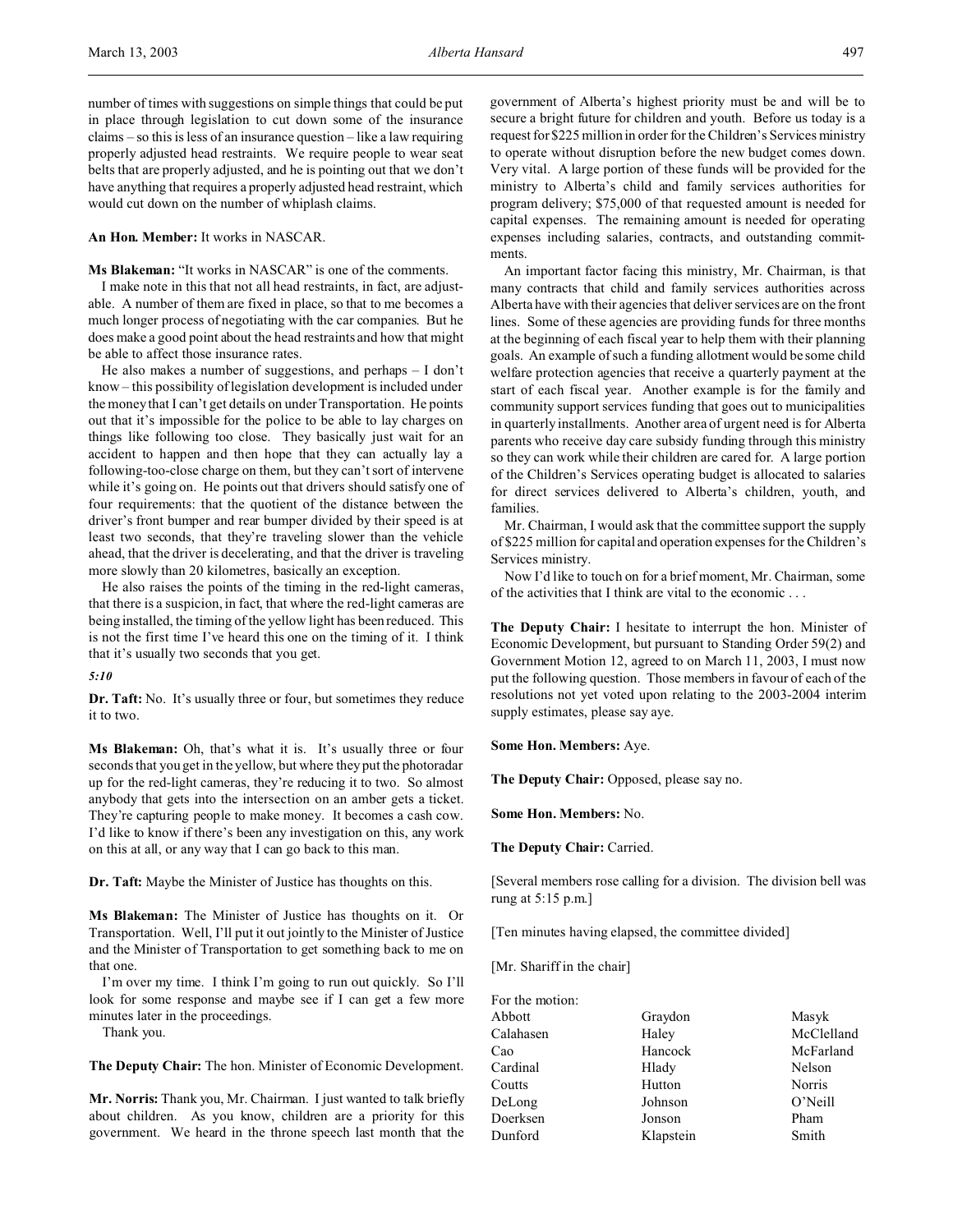number of times with suggestions on simple things that could be put in place through legislation to cut down some of the insurance claims – so this is less of an insurance question – like a law requiring properly adjusted head restraints. We require people to wear seat belts that are properly adjusted, and he is pointing out that we don't have anything that requires a properly adjusted head restraint, which would cut down on the number of whiplash claims.

**An Hon. Member:** It works in NASCAR.

**Ms Blakeman:** "It works in NASCAR" is one of the comments.

I make note in this that not all head restraints, in fact, are adjustable. A number of them are fixed in place, so that to me becomes a much longer process of negotiating with the car companies. But he does make a good point about the head restraints and how that might be able to affect those insurance rates.

He also makes a number of suggestions, and perhaps – I don't know – this possibility of legislation development is included under the money that I can't get details on under Transportation. He points out that it's impossible for the police to be able to lay charges on things like following too close. They basically just wait for an accident to happen and then hope that they can actually lay a following-too-close charge on them, but they can't sort of intervene while it's going on. He points out that drivers should satisfy one of four requirements: that the quotient of the distance between the driver's front bumper and rear bumper divided by their speed is at least two seconds, that they're traveling slower than the vehicle ahead, that the driver is decelerating, and that the driver is traveling more slowly than 20 kilometres, basically an exception.

He also raises the points of the timing in the red-light cameras, that there is a suspicion, in fact, that where the red-light cameras are being installed, the timing of the yellow light has been reduced. This is not the first time I've heard this one on the timing of it. I think that it's usually two seconds that you get.

*5:10*

**Dr. Taft:** No. It's usually three or four, but sometimes they reduce it to two.

**Ms Blakeman:** Oh, that's what it is. It's usually three or four seconds that you get in the yellow, but where they put the photoradar up for the red-light cameras, they're reducing it to two. So almost anybody that gets into the intersection on an amber gets a ticket. They're capturing people to make money. It becomes a cash cow. I'd like to know if there's been any investigation on this, any work on this at all, or any way that I can go back to this man.

**Dr. Taft:** Maybe the Minister of Justice has thoughts on this.

**Ms Blakeman:** The Minister of Justice has thoughts on it. Or Transportation. Well, I'll put it out jointly to the Minister of Justice and the Minister of Transportation to get something back to me on that one.

I'm over my time. I think I'm going to run out quickly. So I'll look for some response and maybe see if I can get a few more minutes later in the proceedings.

Thank you.

**The Deputy Chair:** The hon. Minister of Economic Development.

**Mr. Norris:** Thank you, Mr. Chairman. I just wanted to talk briefly about children. As you know, children are a priority for this government. We heard in the throne speech last month that the government of Alberta's highest priority must be and will be to secure a bright future for children and youth. Before us today is a request for $225 million in order for the Children's Services ministry to operate without disruption before the new budget comes down. Very vital. A large portion of these funds will be provided for the ministry to Alberta's child and family services authorities for program delivery; $75,000 of that requested amount is needed for capital expenses. The remaining amount is needed for operating expenses including salaries, contracts, and outstanding commitments.

An important factor facing this ministry, Mr. Chairman, is that many contracts that child and family services authorities across Alberta have with their agencies that deliver services are on the front lines. Some of these agencies are providing funds for three months at the beginning of each fiscal year to help them with their planning goals. An example of such a funding allotment would be some child welfare protection agencies that receive a quarterly payment at the start of each fiscal year. Another example is for the family and community support services funding that goes out to municipalities in quarterly installments. Another area of urgent need is for Alberta parents who receive day care subsidy funding through this ministry so they can work while their children are cared for. A large portion of the Children's Services operating budget is allocated to salaries for direct services delivered to Alberta's children, youth, and families.

Mr. Chairman, I would ask that the committee support the supply of $225 million for capital and operation expenses for the Children's Services ministry.

Now I'd like to touch on for a brief moment, Mr. Chairman, some of the activities that I think are vital to the economic . . .

**The Deputy Chair:** I hesitate to interrupt the hon. Minister of Economic Development, but pursuant to Standing Order 59(2) and Government Motion 12, agreed to on March 11, 2003, I must now put the following question. Those members in favour of each of the resolutions not yet voted upon relating to the 2003-2004 interim supply estimates, please say aye.

**Some Hon. Members:** Aye.

**The Deputy Chair:** Opposed, please say no.

**Some Hon. Members:** No.

**The Deputy Chair:** Carried.

[Several members rose calling for a division. The division bell was rung at 5:15 p.m.]

[Ten minutes having elapsed, the committee divided]

[Mr. Shariff in the chair]

For the motion:

| | | |
|---|---|---|
| Abbott | Graydon | Masyk |
| Calahasen | Haley | McClelland |
| Cao | Hancock | McFarland |
| Cardinal | Hlady | Nelson |
| Coutts | Hutton | Norris |
| DeLong | Johnson | O'Neill |
| Doerksen | Jonson | Pham |
| Dunford | Klapstein | Smith |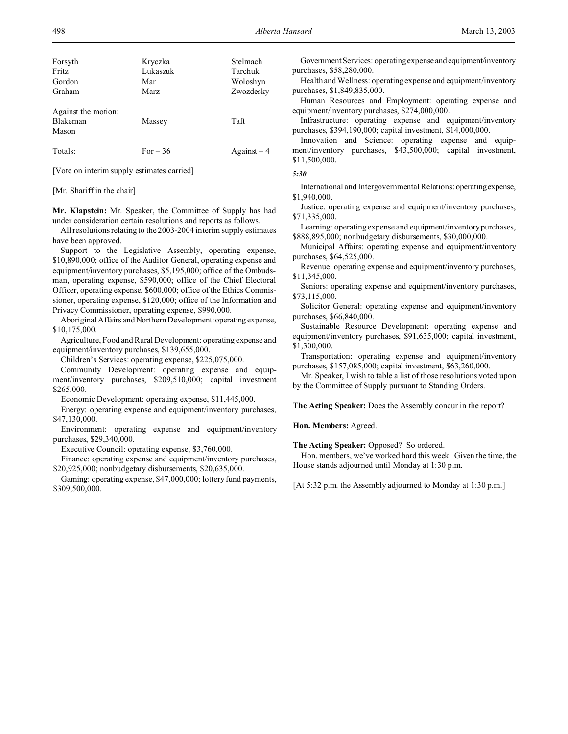| | | |
|---|---|---|
| Forsyth | Kryczka | Stelmach |
| Fritz | Lukaszuk | Tarchuk |
| Gordon | Mar | Woloshyn |
| Graham | Marz | Zwozdesky |

Against the motion:

| | | |
|---|---|---|
| Blakeman | Massey | Taft |
| Mason | | |

| | | |
|---|---|---|
| Totals: | For – 36 | Against – 4 |

[Vote on interim supply estimates carried]

[Mr. Shariff in the chair]

**Mr. Klapstein:** Mr. Speaker, the Committee of Supply has had under consideration certain resolutions and reports as follows.

All resolutions relating to the 2003-2004 interim supply estimates have been approved.

Support to the Legislative Assembly, operating expense, $10,890,000; office of the Auditor General, operating expense and equipment/inventory purchases, $5,195,000; office of the Ombudsman, operating expense, $590,000; office of the Chief Electoral Officer, operating expense, $600,000; office of the Ethics Commissioner, operating expense, $120,000; office of the Information and Privacy Commissioner, operating expense, $990,000.

Aboriginal Affairs and Northern Development: operating expense, $10,175,000.

Agriculture, Food and Rural Development: operating expense and equipment/inventory purchases, $139,655,000.

Children's Services: operating expense, $225,075,000.

Community Development: operating expense and equipment/inventory purchases, $209,510,000; capital investment $265,000.

Economic Development: operating expense, $11,445,000.

Energy: operating expense and equipment/inventory purchases, $47,130,000.

Environment: operating expense and equipment/inventory purchases, $29,340,000.

Executive Council: operating expense, $3,760,000.

Finance: operating expense and equipment/inventory purchases, $20,925,000; nonbudgetary disbursements, $20,635,000.

Gaming: operating expense, $47,000,000; lottery fund payments, $309,500,000.

Government Services: operating expense and equipment/inventory purchases, $58,280,000.

Health and Wellness: operating expense and equipment/inventory purchases, $1,849,835,000.

Human Resources and Employment: operating expense and equipment/inventory purchases, $274,000,000.

Infrastructure: operating expense and equipment/inventory purchases, $394,190,000; capital investment, $14,000,000.

Innovation and Science: operating expense and equipment/inventory purchases, $43,500,000; capital investment, $11,500,000.

*5:30*

International and Intergovernmental Relations: operating expense, $1,940,000.

Justice: operating expense and equipment/inventory purchases, $71,335,000.

Learning: operating expense and equipment/inventory purchases, $888,895,000; nonbudgetary disbursements, $30,000,000.

Municipal Affairs: operating expense and equipment/inventory purchases, $64,525,000.

Revenue: operating expense and equipment/inventory purchases, $11,345,000.

Seniors: operating expense and equipment/inventory purchases, $73,115,000.

Solicitor General: operating expense and equipment/inventory purchases, $66,840,000.

Sustainable Resource Development: operating expense and equipment/inventory purchases, $91,635,000; capital investment, $1,300,000.

Transportation: operating expense and equipment/inventory purchases, $157,085,000; capital investment, $63,260,000.

Mr. Speaker, I wish to table a list of those resolutions voted upon by the Committee of Supply pursuant to Standing Orders.

**The Acting Speaker:** Does the Assembly concur in the report?

**Hon. Members:** Agreed.

**The Acting Speaker:** Opposed? So ordered.

Hon. members, we've worked hard this week. Given the time, the House stands adjourned until Monday at 1:30 p.m.

[At 5:32 p.m. the Assembly adjourned to Monday at 1:30 p.m.]